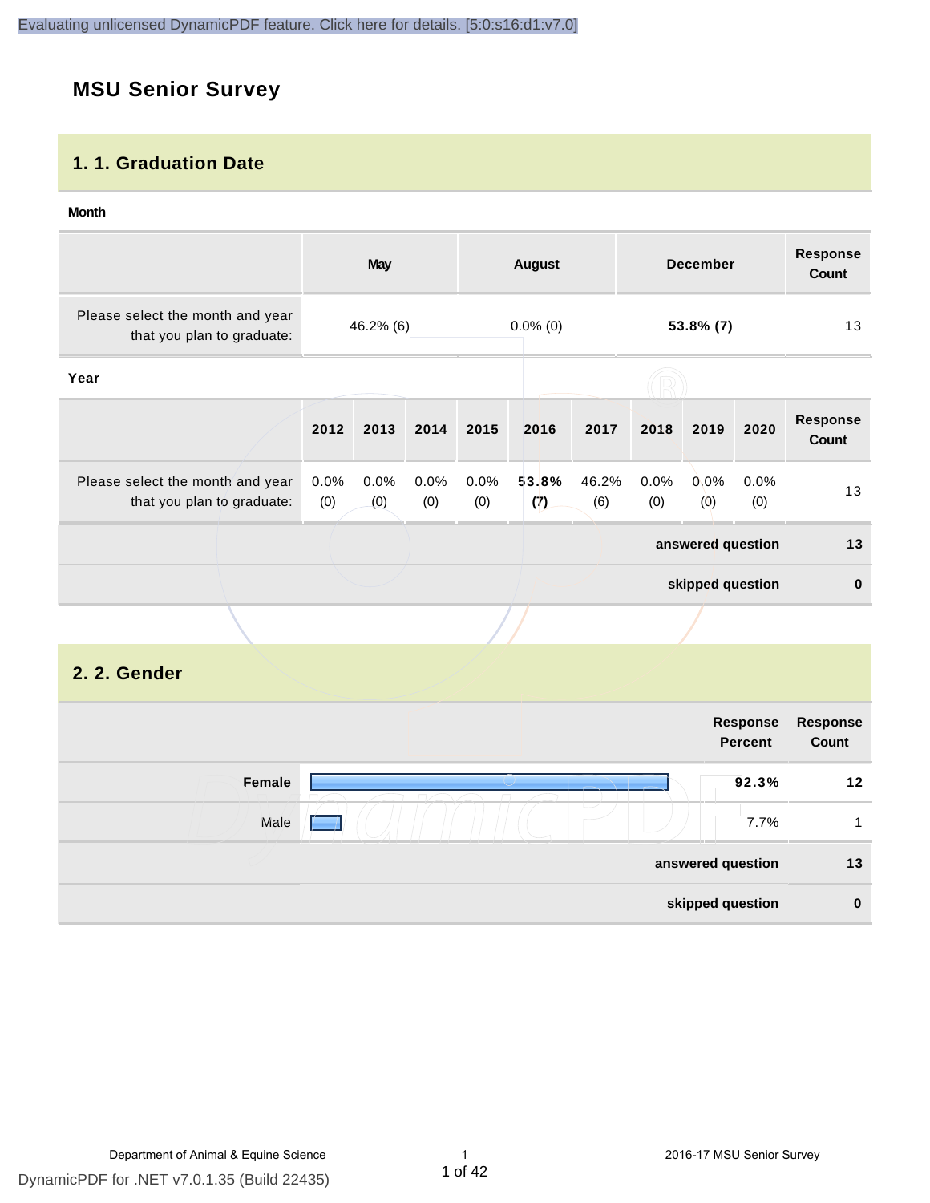# MSU Senior Survey

## 1. 1. Graduation Date

**Month**

| | May | August | December | Response Count |
|---|---|---|---|---|
| Please select the month and year that you plan to graduate: | 46.2% (6) | 0.0% (0) | **53.8% (7)** | 13 |

**Year**

| | 2012 | 2013 | 2014 | 2015 | 2016 | 2017 | 2018 | 2019 | 2020 | Response Count |
|---|---|---|---|---|---|---|---|---|---|---|
| Please select the month and year that you plan to graduate: | 0.0% (0) | 0.0% (0) | 0.0% (0) | 0.0% (0) | **53.8% (7)** | 46.2% (6) | 0.0% (0) | 0.0% (0) | 0.0% (0) | 13 |
| | | | | | | | | | **answered question** | **13** |
| | | | | | | | | | **skipped question** | **0** |

## 2. 2. Gender

| | Response Percent | Response Count |
|---|---|---|
| **Female** | **92.3%** | **12** |
| Male | 7.7% | 1 |
| **answered question** | | **13** |
| **skipped question** | | **0** |

Department of Animal & Equine Science

2016-17 MSU Senior Survey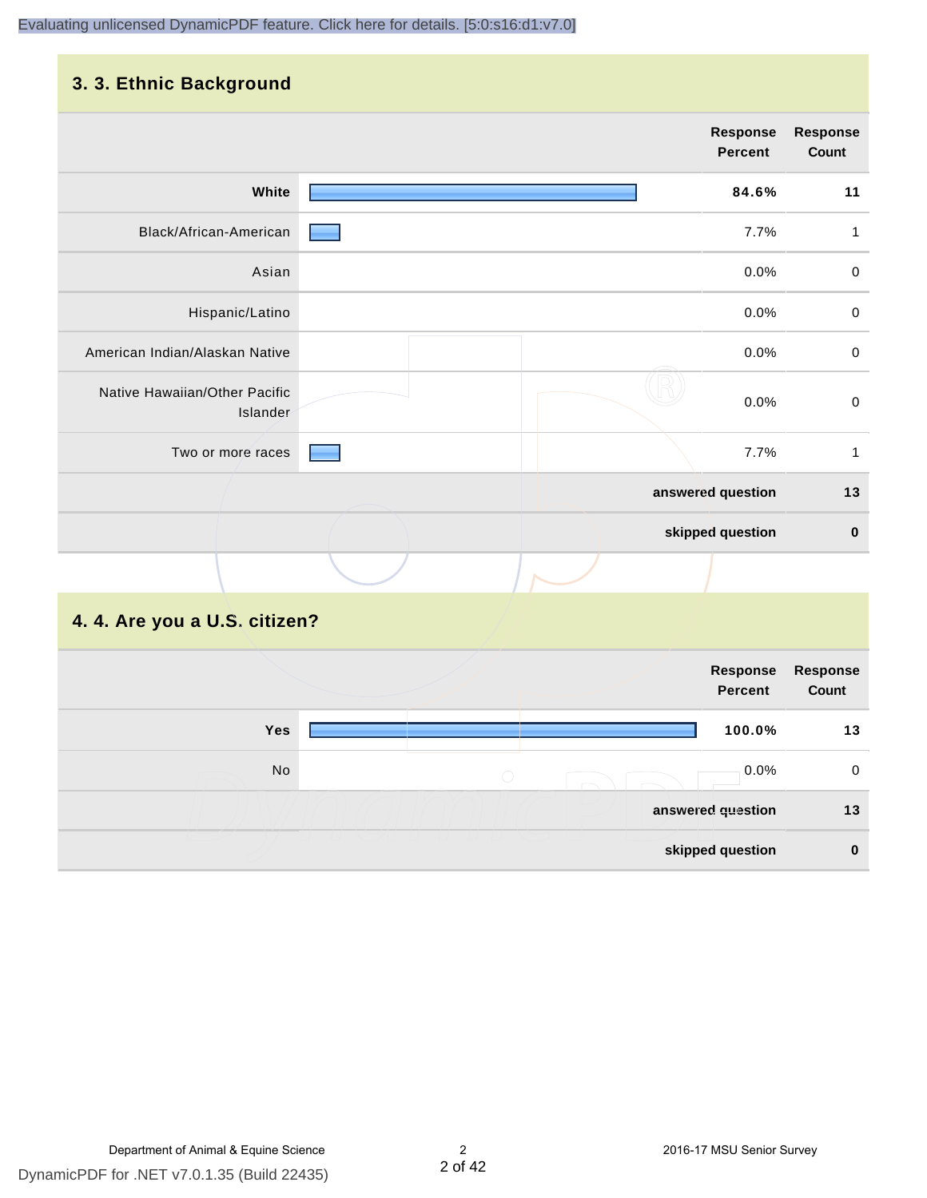## 3. 3. Ethnic Background

| | Response Percent | Response Count |
|---|---|---|
| White | 84.6% | 11 |
| Black/African-American | 7.7% | 1 |
| Asian | 0.0% | 0 |
| Hispanic/Latino | 0.0% | 0 |
| American Indian/Alaskan Native | 0.0% | 0 |
| Native Hawaiian/Other Pacific Islander | 0.0% | 0 |
| Two or more races | 7.7% | 1 |
| answered question | | 13 |
| skipped question | | 0 |

## 4. 4. Are you a U.S. citizen?

| | Response Percent | Response Count |
|---|---|---|
| Yes | 100.0% | 13 |
| No | 0.0% | 0 |
| answered question | | 13 |
| skipped question | | 0 |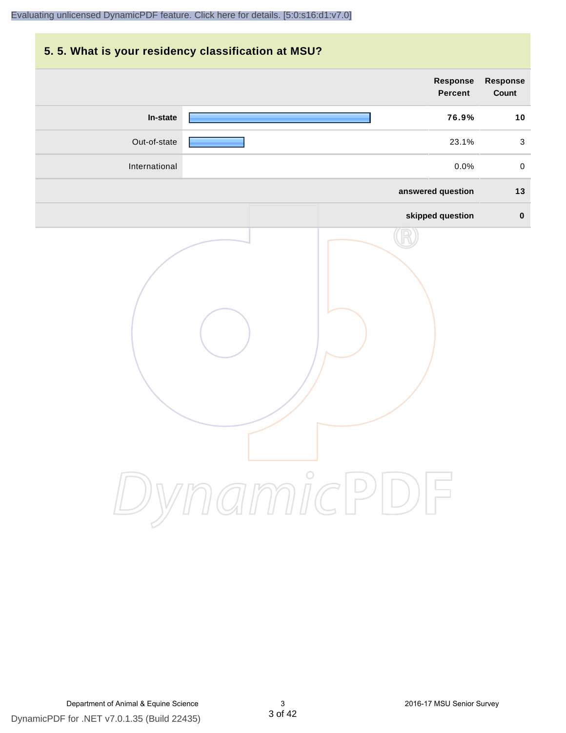## 5. 5. What is your residency classification at MSU?

| | Response Percent | Response Count |
|---|---|---|
| **In-state** | **76.9%** | **10** |
| Out-of-state | 23.1% | 3 |
| International | 0.0% | 0 |
| | **answered question** | **13** |
| | **skipped question** | **0** |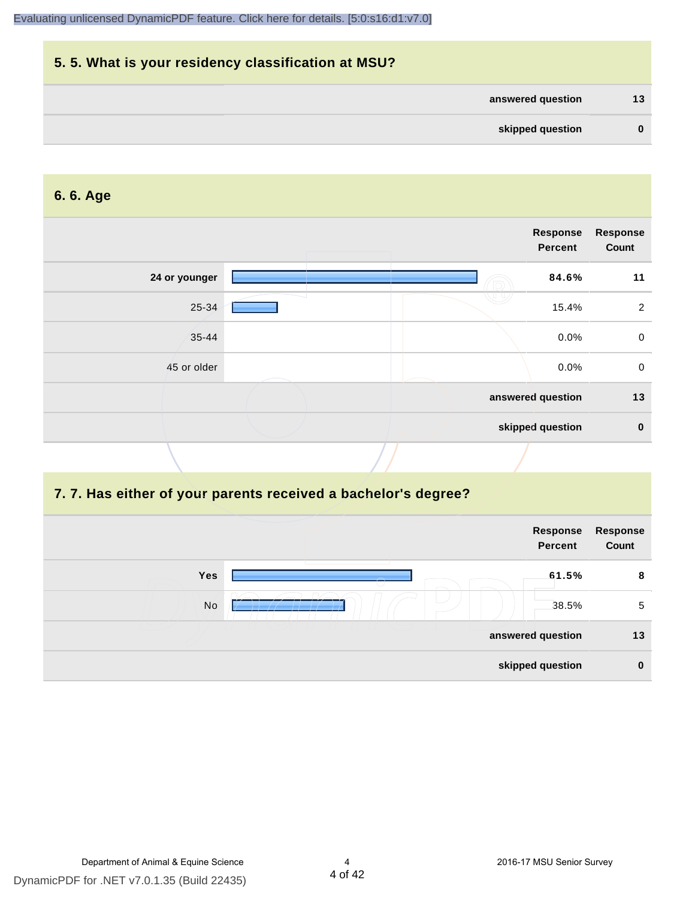## 5. 5. What is your residency classification at MSU?

| | |
|---|---|
| answered question | 13 |
| skipped question | 0 |

## 6. 6. Age

| | Response Percent | Response Count |
|---|---|---|
| 24 or younger | 84.6% | 11 |
| 25-34 | 15.4% | 2 |
| 35-44 | 0.0% | 0 |
| 45 or older | 0.0% | 0 |
| answered question | | 13 |
| skipped question | | 0 |

## 7. 7. Has either of your parents received a bachelor's degree?

| | Response Percent | Response Count |
|---|---|---|
| Yes | 61.5% | 8 |
| No | 38.5% | 5 |
| answered question | | 13 |
| skipped question | | 0 |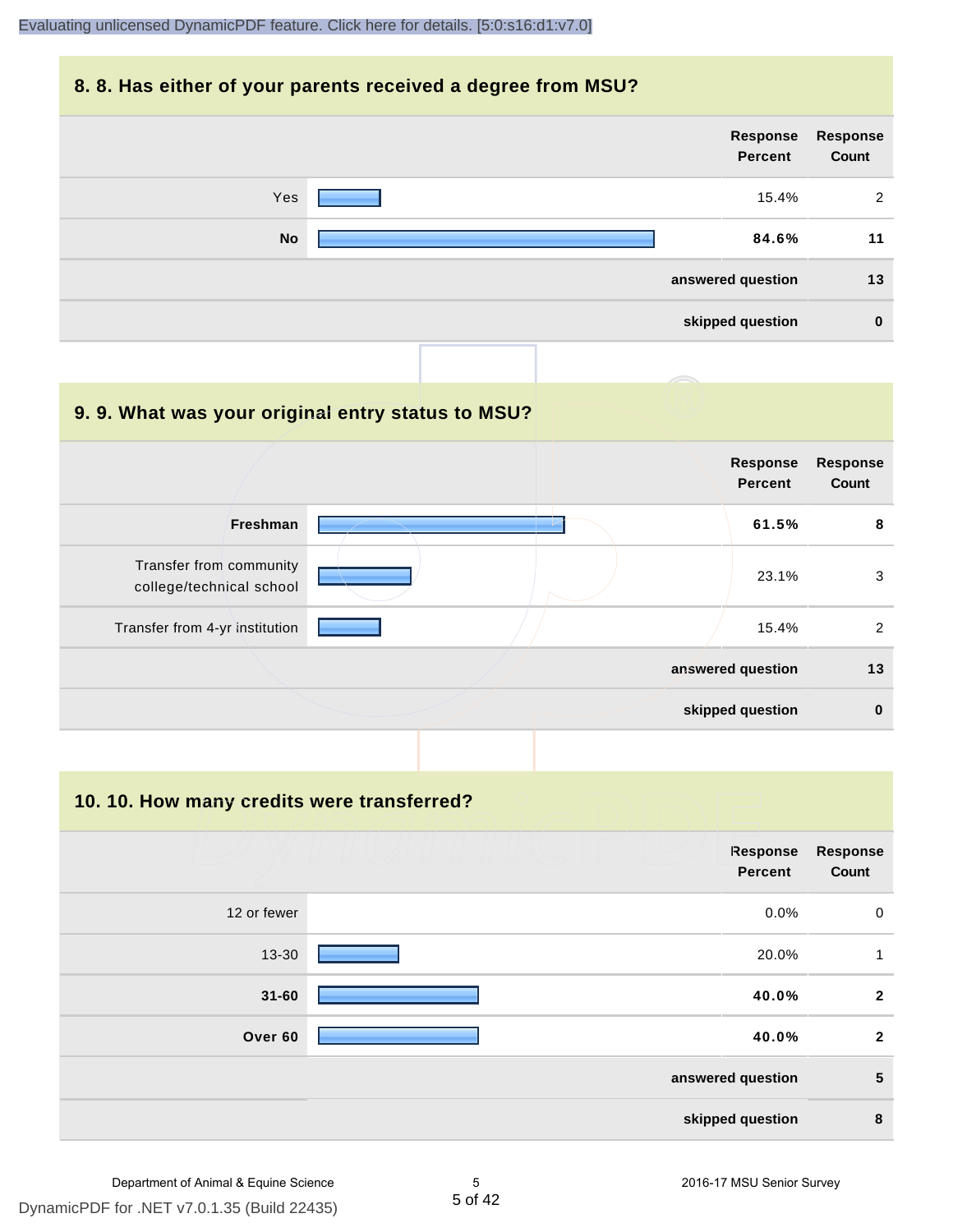## 8. 8. Has either of your parents received a degree from MSU?

| | Response Percent | Response Count |
|---|---|---|
| Yes | 15.4% | 2 |
| **No** | **84.6%** | **11** |
| | **answered question** | **13** |
| | **skipped question** | **0** |

## 9. 9. What was your original entry status to MSU?

| | Response Percent | Response Count |
|---|---|---|
| **Freshman** | **61.5%** | **8** |
| Transfer from community college/technical school | 23.1% | 3 |
| Transfer from 4-yr institution | 15.4% | 2 |
| | **answered question** | **13** |
| | **skipped question** | **0** |

## 10. 10. How many credits were transferred?

| | Response Percent | Response Count |
|---|---|---|
| 12 or fewer | 0.0% | 0 |
| 13-30 | 20.0% | 1 |
| **31-60** | **40.0%** | **2** |
| **Over 60** | **40.0%** | **2** |
| | **answered question** | **5** |
| | **skipped question** | **8** |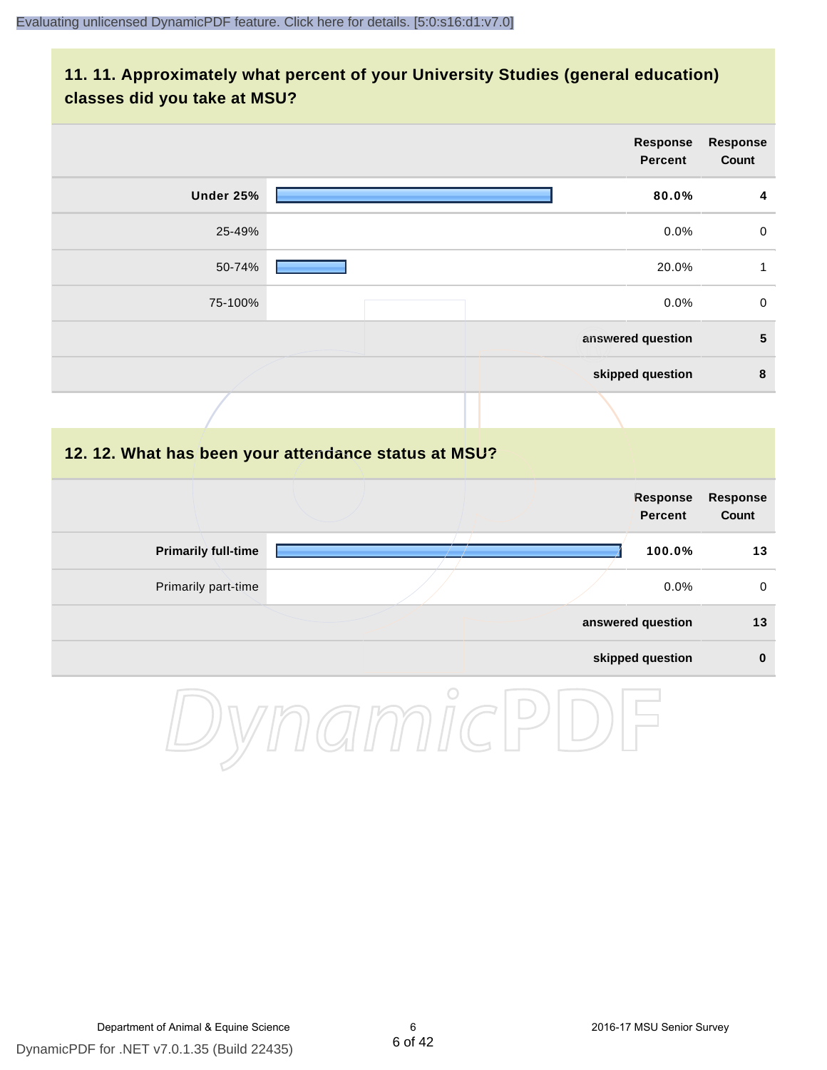## 11. 11. Approximately what percent of your University Studies (general education) classes did you take at MSU?

| | Response Percent | Response Count |
|---|---|---|
| **Under 25%** | **80.0%** | **4** |
| 25-49% | 0.0% | 0 |
| 50-74% | 20.0% | 1 |
| 75-100% | 0.0% | 0 |
| | **answered question** | **5** |
| | **skipped question** | **8** |

## 12. 12. What has been your attendance status at MSU?

| | Response Percent | Response Count |
|---|---|---|
| **Primarily full-time** | **100.0%** | **13** |
| Primarily part-time | 0.0% | 0 |
| | **answered question** | **13** |
| | **skipped question** | **0** |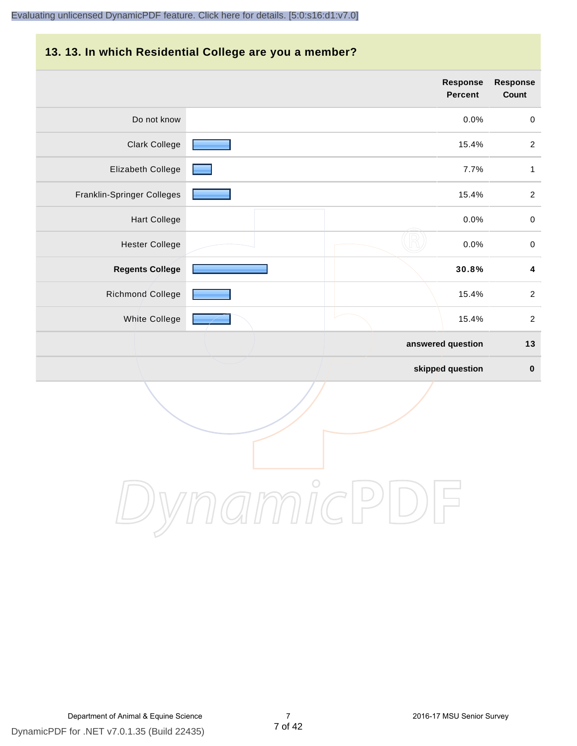## 13. 13. In which Residential College are you a member?

| | Response Percent | Response Count |
|---|---|---|
| Do not know | 0.0% | 0 |
| Clark College | 15.4% | 2 |
| Elizabeth College | 7.7% | 1 |
| Franklin-Springer Colleges | 15.4% | 2 |
| Hart College | 0.0% | 0 |
| Hester College | 0.0% | 0 |
| **Regents College** | **30.8%** | **4** |
| Richmond College | 15.4% | 2 |
| White College | 15.4% | 2 |
| | **answered question** | **13** |
| | **skipped question** | **0** |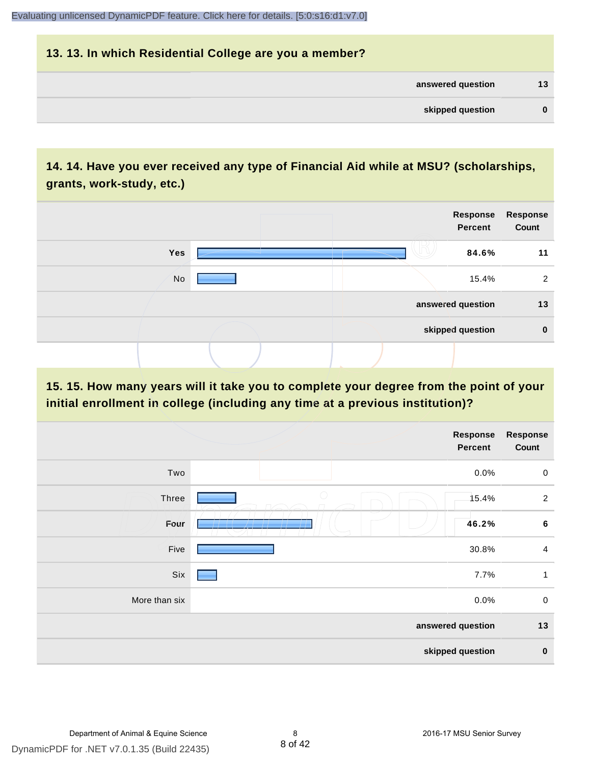## 13. 13. In which Residential College are you a member?

| | |
|---|---|
| answered question | 13 |
| skipped question | 0 |

## 14. 14. Have you ever received any type of Financial Aid while at MSU? (scholarships, grants, work-study, etc.)

| | Response Percent | Response Count |
|---|---|---|
| **Yes** | **84.6%** | **11** |
| No | 15.4% | 2 |
| answered question | | 13 |
| skipped question | | 0 |

## 15. 15. How many years will it take you to complete your degree from the point of your initial enrollment in college (including any time at a previous institution)?

| | Response Percent | Response Count |
|---|---|---|
| Two | 0.0% | 0 |
| Three | 15.4% | 2 |
| **Four** | **46.2%** | **6** |
| Five | 30.8% | 4 |
| Six | 7.7% | 1 |
| More than six | 0.0% | 0 |
| answered question | | 13 |
| skipped question | | 0 |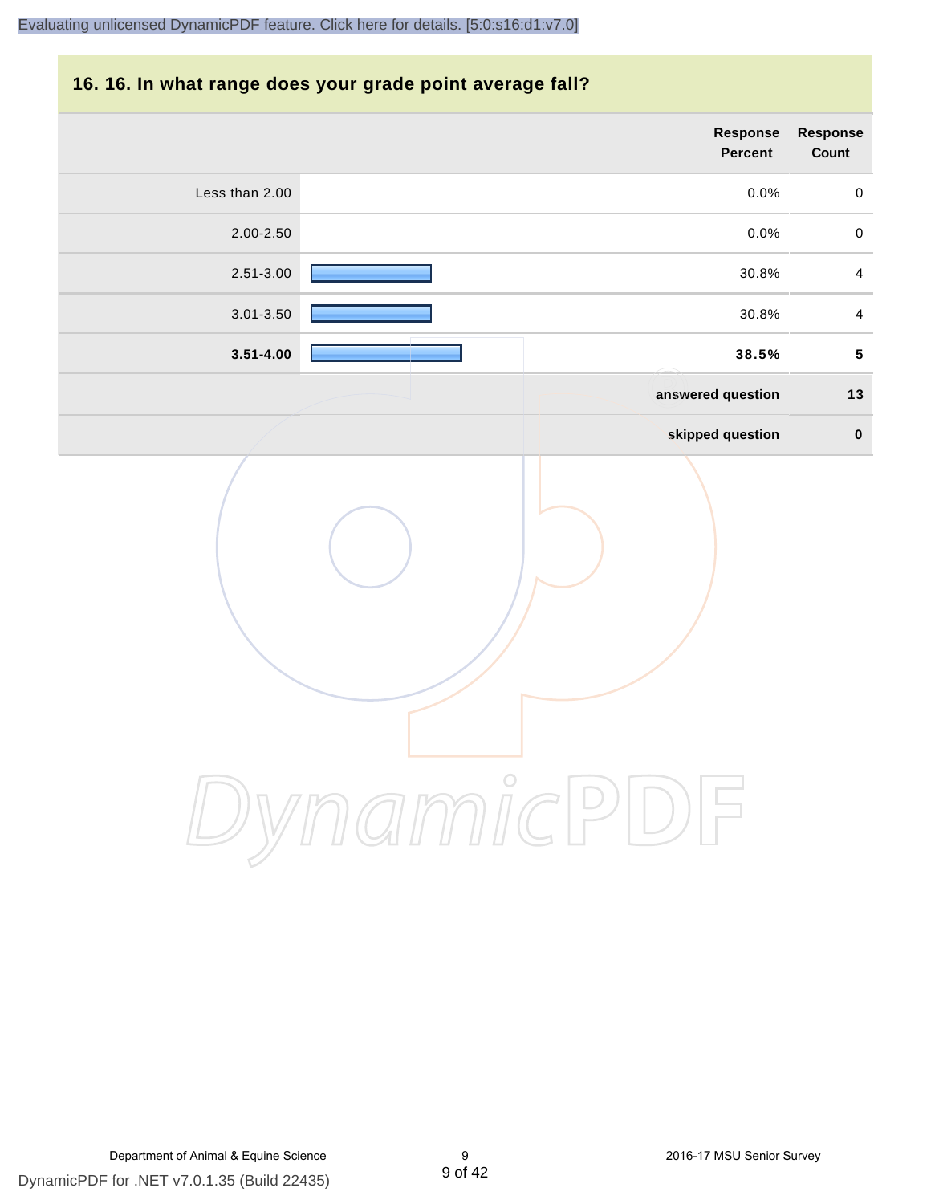## 16. 16. In what range does your grade point average fall?

| | Response Percent | Response Count |
|---|---|---|
| Less than 2.00 | 0.0% | 0 |
| 2.00-2.50 | 0.0% | 0 |
| 2.51-3.00 | 30.8% | 4 |
| 3.01-3.50 | 30.8% | 4 |
| **3.51-4.00** | **38.5%** | **5** |
| | **answered question** | **13** |
| | **skipped question** | **0** |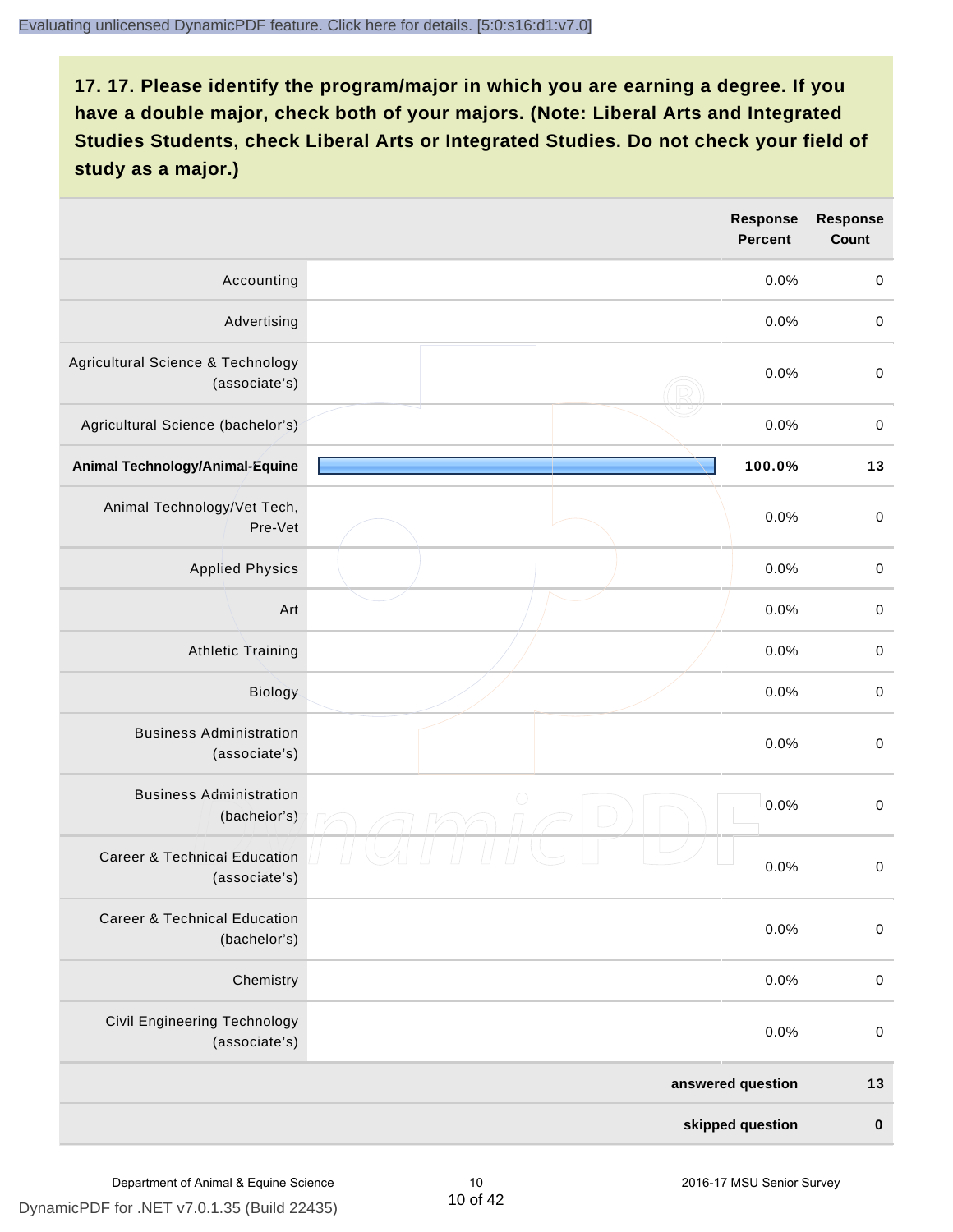## 17. 17. Please identify the program/major in which you are earning a degree. If you have a double major, check both of your majors. (Note: Liberal Arts and Integrated Studies Students, check Liberal Arts or Integrated Studies. Do not check your field of study as a major.)

| | Response Percent | Response Count |
|---|---|---|
| Accounting | 0.0% | 0 |
| Advertising | 0.0% | 0 |
| Agricultural Science & Technology (associate's) | 0.0% | 0 |
| Agricultural Science (bachelor's) | 0.0% | 0 |
| **Animal Technology/Animal-Equine** | **100.0%** | **13** |
| Animal Technology/Vet Tech, Pre-Vet | 0.0% | 0 |
| Applied Physics | 0.0% | 0 |
| Art | 0.0% | 0 |
| Athletic Training | 0.0% | 0 |
| Biology | 0.0% | 0 |
| Business Administration (associate's) | 0.0% | 0 |
| Business Administration (bachelor's) | 0.0% | 0 |
| Career & Technical Education (associate's) | 0.0% | 0 |
| Career & Technical Education (bachelor's) | 0.0% | 0 |
| Chemistry | 0.0% | 0 |
| Civil Engineering Technology (associate's) | 0.0% | 0 |
| **answered question** | | **13** |
| **skipped question** | | **0** |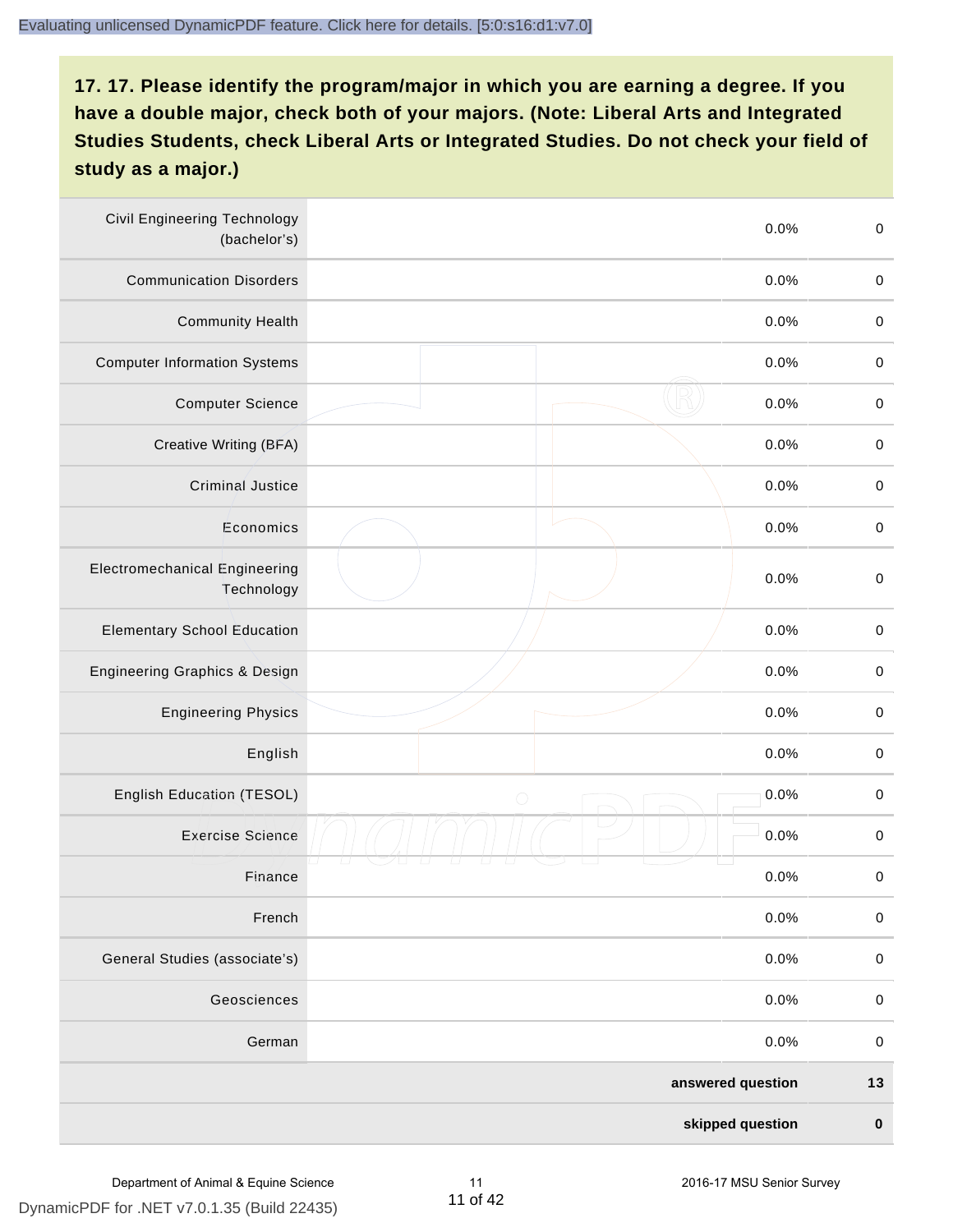## 17. 17. Please identify the program/major in which you are earning a degree. If you have a double major, check both of your majors. (Note: Liberal Arts and Integrated Studies Students, check Liberal Arts or Integrated Studies. Do not check your field of study as a major.)

| Program/Major | | Response Percent | Response Count |
|---|---|---|---|
| Civil Engineering Technology (bachelor's) | | 0.0% | 0 |
| Communication Disorders | | 0.0% | 0 |
| Community Health | | 0.0% | 0 |
| Computer Information Systems | | 0.0% | 0 |
| Computer Science | | 0.0% | 0 |
| Creative Writing (BFA) | | 0.0% | 0 |
| Criminal Justice | | 0.0% | 0 |
| Economics | | 0.0% | 0 |
| Electromechanical Engineering Technology | | 0.0% | 0 |
| Elementary School Education | | 0.0% | 0 |
| Engineering Graphics & Design | | 0.0% | 0 |
| Engineering Physics | | 0.0% | 0 |
| English | | 0.0% | 0 |
| English Education (TESOL) | | 0.0% | 0 |
| Exercise Science | | 0.0% | 0 |
| Finance | | 0.0% | 0 |
| French | | 0.0% | 0 |
| General Studies (associate's) | | 0.0% | 0 |
| Geosciences | | 0.0% | 0 |
| German | | 0.0% | 0 |
| | | **answered question** | **13** |
| | | **skipped question** | **0** |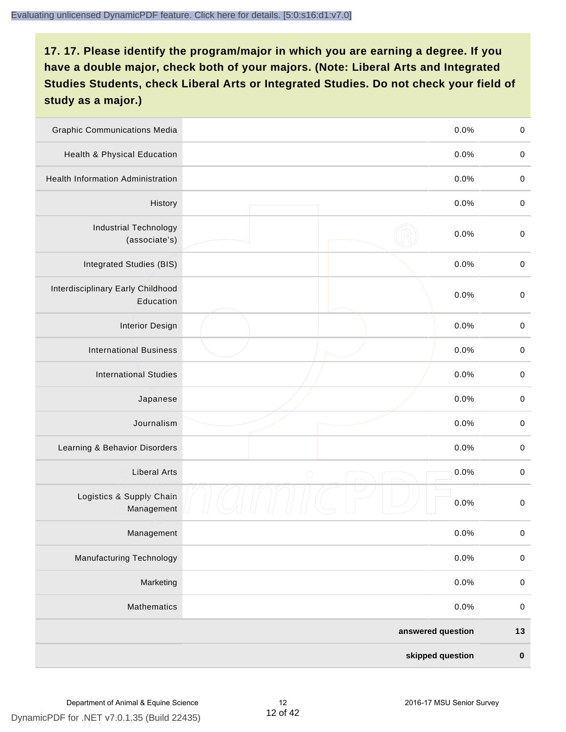**17. 17. Please identify the program/major in which you are earning a degree. If you have a double major, check both of your majors. (Note: Liberal Arts and Integrated Studies Students, check Liberal Arts or Integrated Studies. Do not check your field of study as a major.)**

| | | | |
|---|---|---|---|
| Graphic Communications Media | | 0.0% | 0 |
| Health & Physical Education | | 0.0% | 0 |
| Health Information Administration | | 0.0% | 0 |
| History | | 0.0% | 0 |
| Industrial Technology (associate's) | | 0.0% | 0 |
| Integrated Studies (BIS) | | 0.0% | 0 |
| Interdisciplinary Early Childhood Education | | 0.0% | 0 |
| Interior Design | | 0.0% | 0 |
| International Business | | 0.0% | 0 |
| International Studies | | 0.0% | 0 |
| Japanese | | 0.0% | 0 |
| Journalism | | 0.0% | 0 |
| Learning & Behavior Disorders | | 0.0% | 0 |
| Liberal Arts | | 0.0% | 0 |
| Logistics & Supply Chain Management | | 0.0% | 0 |
| Management | | 0.0% | 0 |
| Manufacturing Technology | | 0.0% | 0 |
| Marketing | | 0.0% | 0 |
| Mathematics | | 0.0% | 0 |
| | | **answered question** | **13** |
| | | **skipped question** | **0** |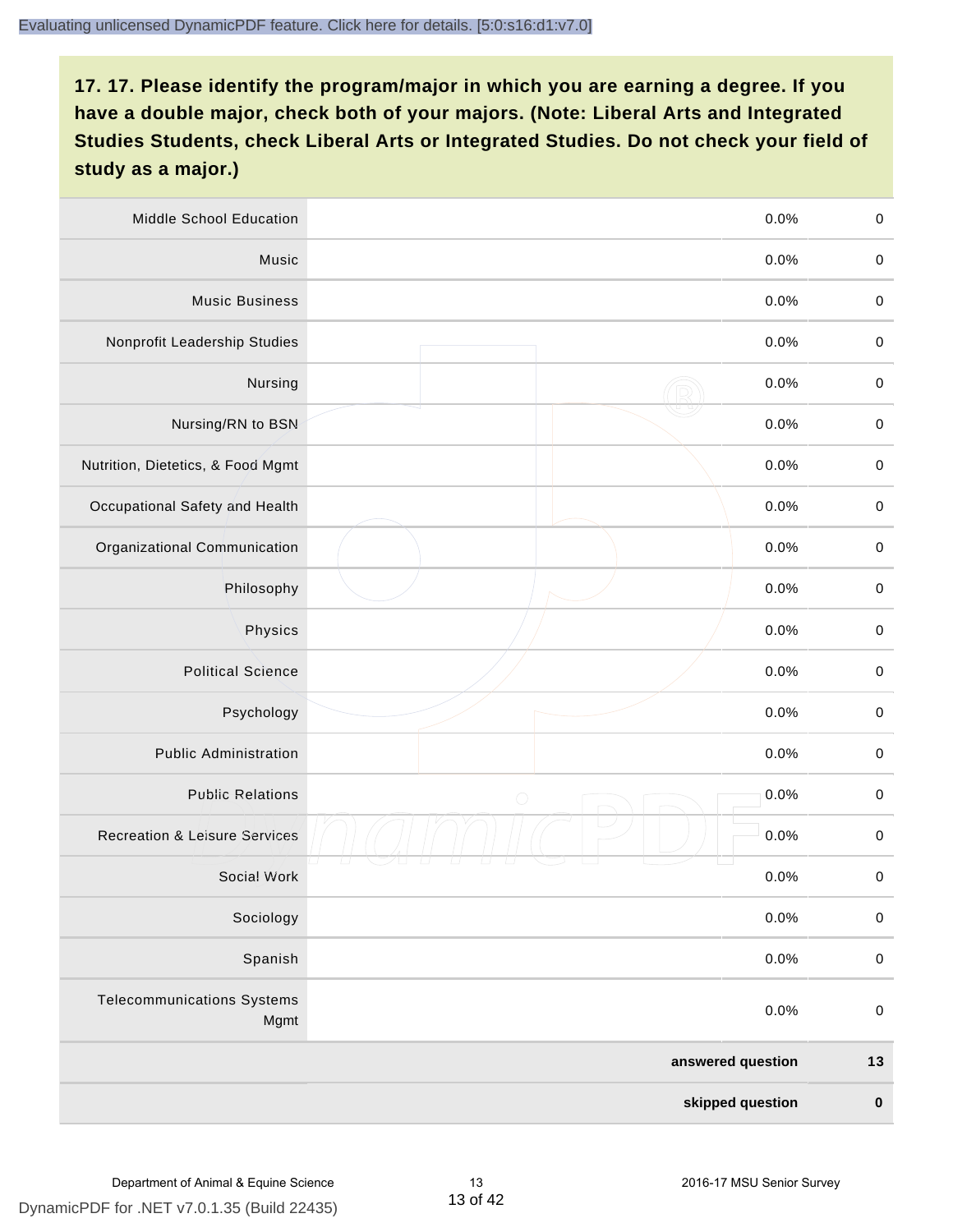Evaluating unlicensed DynamicPDF feature. Click here for details. [5:0:s16:d1:v7.0]

**17. 17. Please identify the program/major in which you are earning a degree. If you have a double major, check both of your majors. (Note: Liberal Arts and Integrated Studies Students, check Liberal Arts or Integrated Studies. Do not check your field of study as a major.)**

| | | | |
|---|---|---|---|
| Middle School Education | | 0.0% | 0 |
| Music | | 0.0% | 0 |
| Music Business | | 0.0% | 0 |
| Nonprofit Leadership Studies | | 0.0% | 0 |
| Nursing | | 0.0% | 0 |
| Nursing/RN to BSN | | 0.0% | 0 |
| Nutrition, Dietetics, & Food Mgmt | | 0.0% | 0 |
| Occupational Safety and Health | | 0.0% | 0 |
| Organizational Communication | | 0.0% | 0 |
| Philosophy | | 0.0% | 0 |
| Physics | | 0.0% | 0 |
| Political Science | | 0.0% | 0 |
| Psychology | | 0.0% | 0 |
| Public Administration | | 0.0% | 0 |
| Public Relations | | 0.0% | 0 |
| Recreation & Leisure Services | | 0.0% | 0 |
| Social Work | | 0.0% | 0 |
| Sociology | | 0.0% | 0 |
| Spanish | | 0.0% | 0 |
| Telecommunications Systems Mgmt | | 0.0% | 0 |
| | | **answered question** | **13** |
| | | **skipped question** | **0** |

Department of Animal & Equine Science | 2016-17 MSU Senior Survey

DynamicPDF for .NET v7.0.1.35 (Build 22435)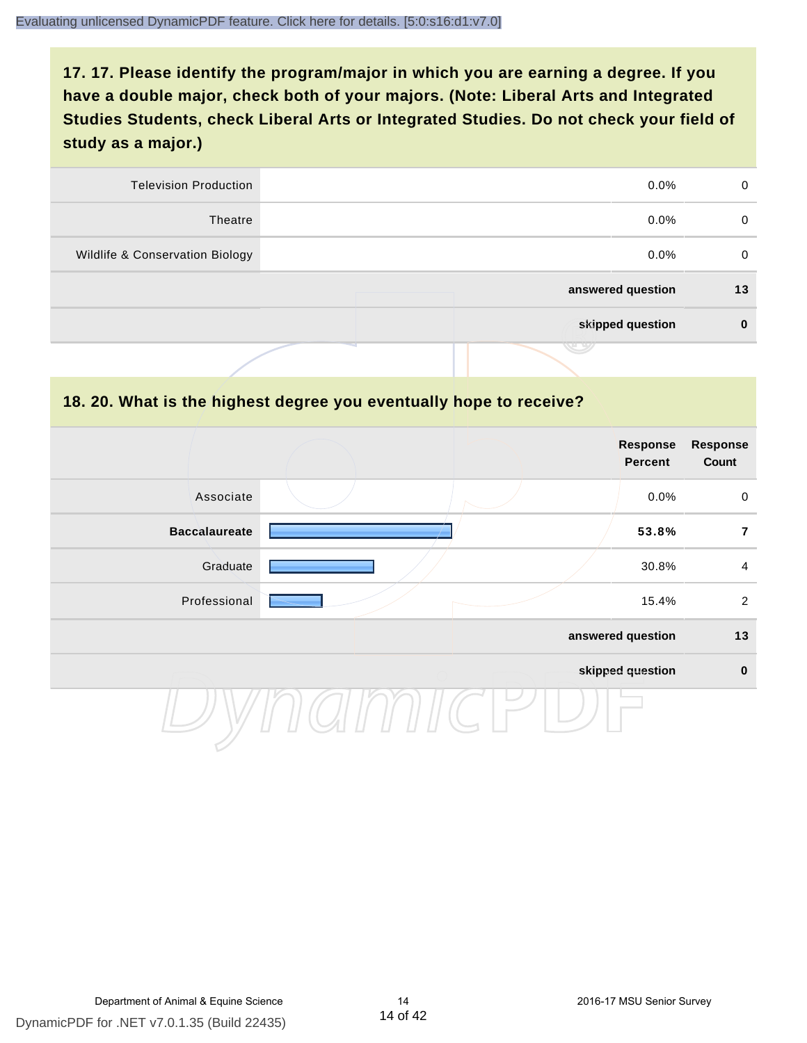## 17. 17. Please identify the program/major in which you are earning a degree. If you have a double major, check both of your majors. (Note: Liberal Arts and Integrated Studies Students, check Liberal Arts or Integrated Studies. Do not check your field of study as a major.)

| | | | |
|---|---|---|---|
| Television Production | | 0.0% | 0 |
| Theatre | | 0.0% | 0 |
| Wildlife & Conservation Biology | | 0.0% | 0 |
| | | **answered question** | **13** |
| | | **skipped question** | **0** |

## 18. 20. What is the highest degree you eventually hope to receive?

| | | Response Percent | Response Count |
|---|---|---|---|
| Associate | | 0.0% | 0 |
| **Baccalaureate** | | **53.8%** | **7** |
| Graduate | | 30.8% | 4 |
| Professional | | 15.4% | 2 |
| | | **answered question** | **13** |
| | | **skipped question** | **0** |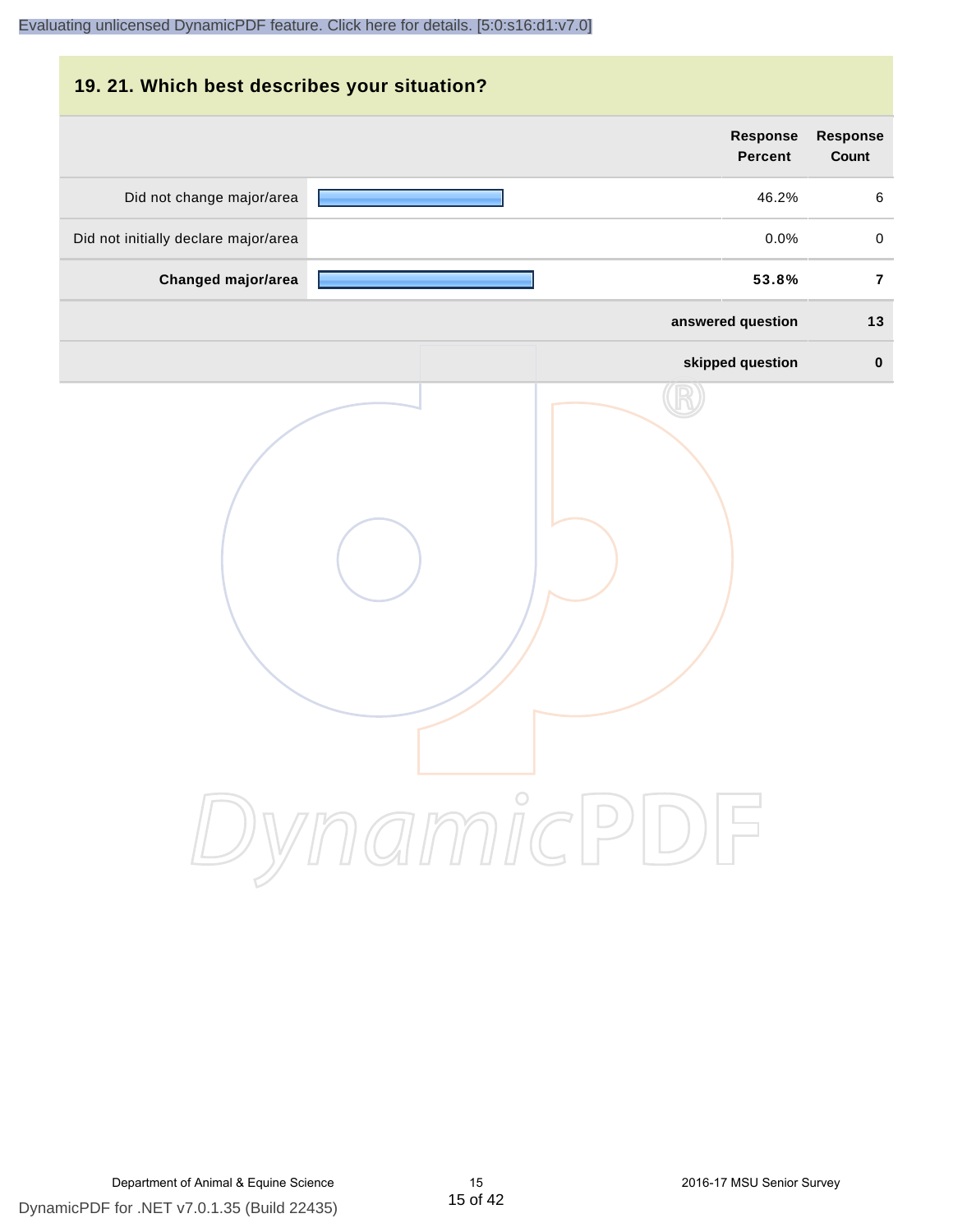## 19. 21. Which best describes your situation?

| | Response Percent | Response Count |
|---|---|---|
| Did not change major/area | 46.2% | 6 |
| Did not initially declare major/area | 0.0% | 0 |
| **Changed major/area** | **53.8%** | **7** |
| | **answered question** | **13** |
| | **skipped question** | **0** |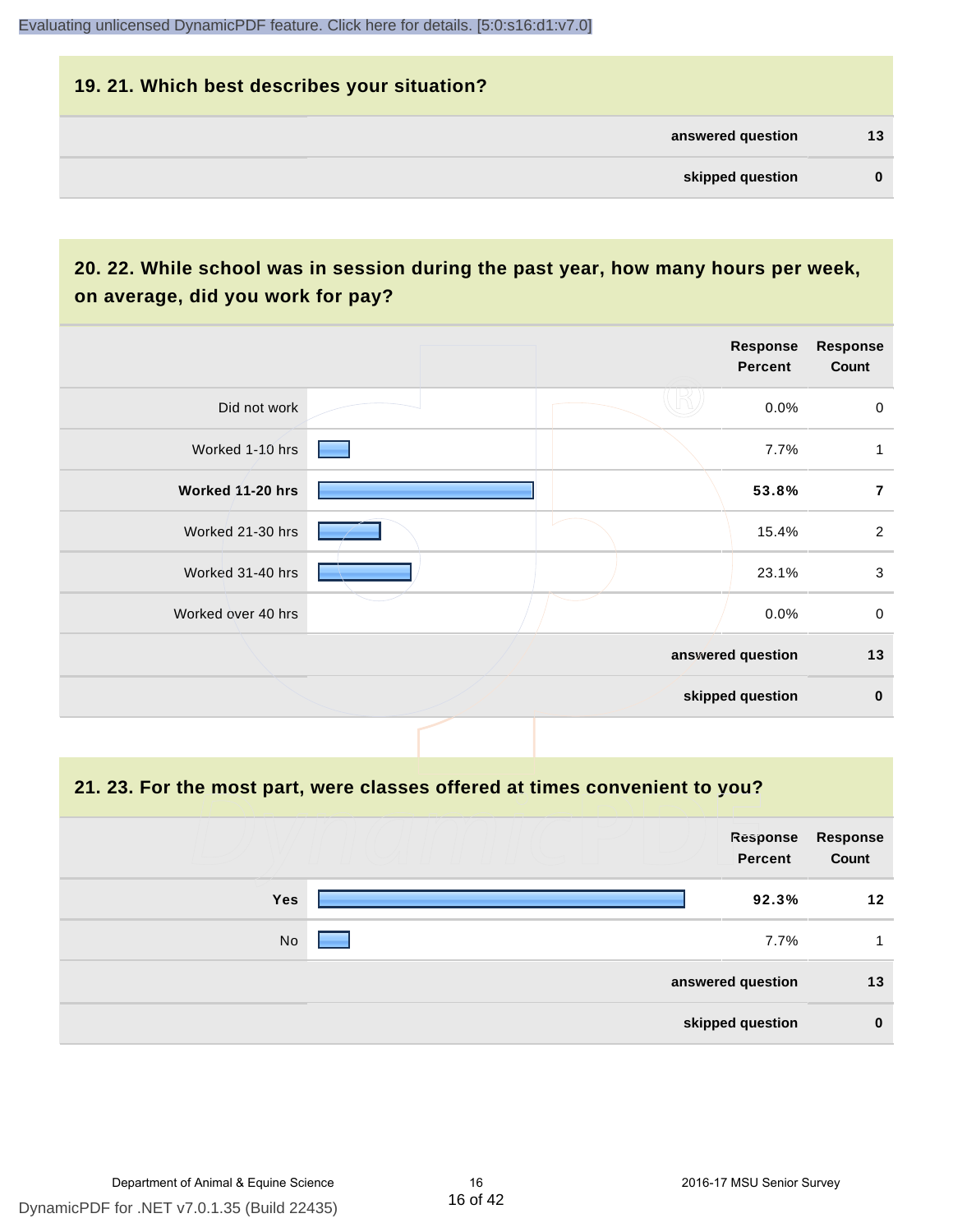## 19. 21. Which best describes your situation?

| | |
|---|---|
| answered question | 13 |
| skipped question | 0 |

## 20. 22. While school was in session during the past year, how many hours per week, on average, did you work for pay?

| | Response Percent | Response Count |
|---|---|---|
| Did not work | 0.0% | 0 |
| Worked 1-10 hrs | 7.7% | 1 |
| **Worked 11-20 hrs** | **53.8%** | **7** |
| Worked 21-30 hrs | 15.4% | 2 |
| Worked 31-40 hrs | 23.1% | 3 |
| Worked over 40 hrs | 0.0% | 0 |
| answered question | | 13 |
| skipped question | | 0 |

## 21. 23. For the most part, were classes offered at times convenient to you?

| | Response Percent | Response Count |
|---|---|---|
| **Yes** | **92.3%** | **12** |
| No | 7.7% | 1 |
| answered question | | 13 |
| skipped question | | 0 |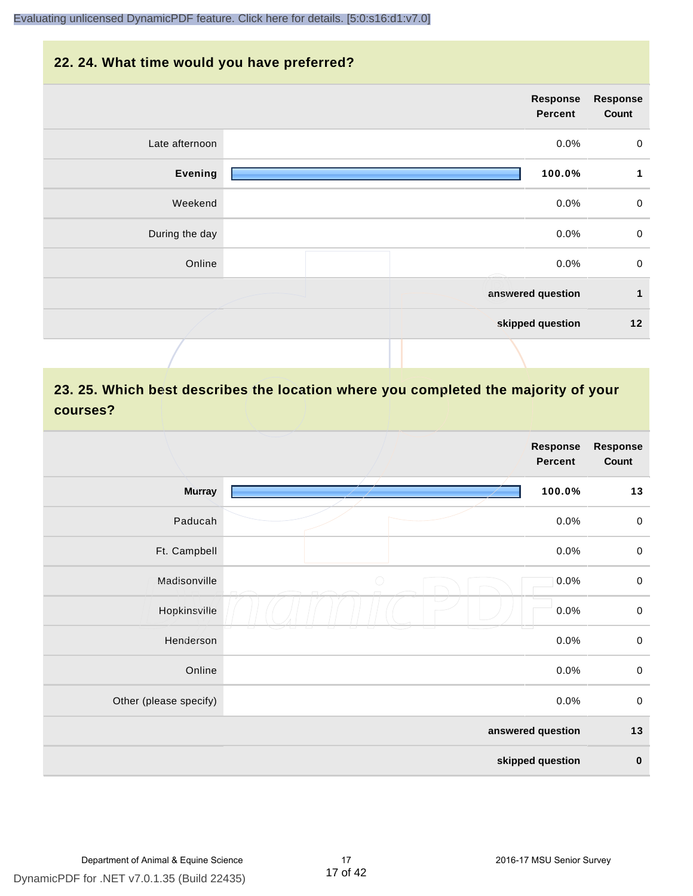## 22. 24. What time would you have preferred?

| | Response Percent | Response Count |
|---|---|---|
| Late afternoon | 0.0% | 0 |
| **Evening** | **100.0%** | **1** |
| Weekend | 0.0% | 0 |
| During the day | 0.0% | 0 |
| Online | 0.0% | 0 |
| **answered question** | | **1** |
| **skipped question** | | **12** |

## 23. 25. Which best describes the location where you completed the majority of your courses?

| | Response Percent | Response Count |
|---|---|---|
| **Murray** | **100.0%** | **13** |
| Paducah | 0.0% | 0 |
| Ft. Campbell | 0.0% | 0 |
| Madisonville | 0.0% | 0 |
| Hopkinsville | 0.0% | 0 |
| Henderson | 0.0% | 0 |
| Online | 0.0% | 0 |
| Other (please specify) | 0.0% | 0 |
| **answered question** | | **13** |
| **skipped question** | | **0** |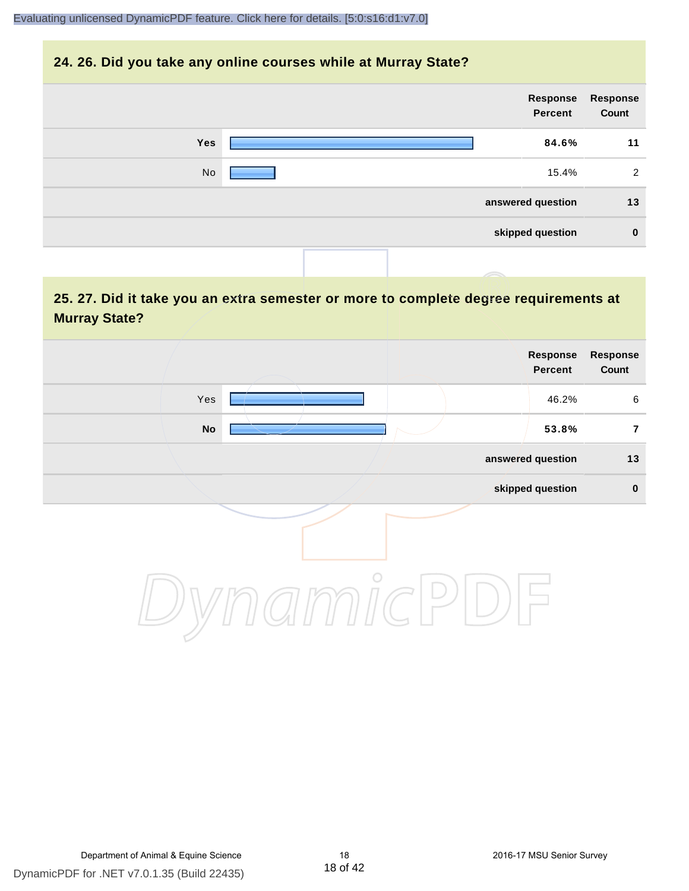## 24. 26. Did you take any online courses while at Murray State?

| | Response Percent | Response Count |
|---|---|---|
| **Yes** | **84.6%** | **11** |
| No | 15.4% | 2 |
| | **answered question** | **13** |
| | **skipped question** | **0** |

## 25. 27. Did it take you an extra semester or more to complete degree requirements at Murray State?

| | Response Percent | Response Count |
|---|---|---|
| Yes | 46.2% | 6 |
| **No** | **53.8%** | **7** |
| | **answered question** | **13** |
| | **skipped question** | **0** |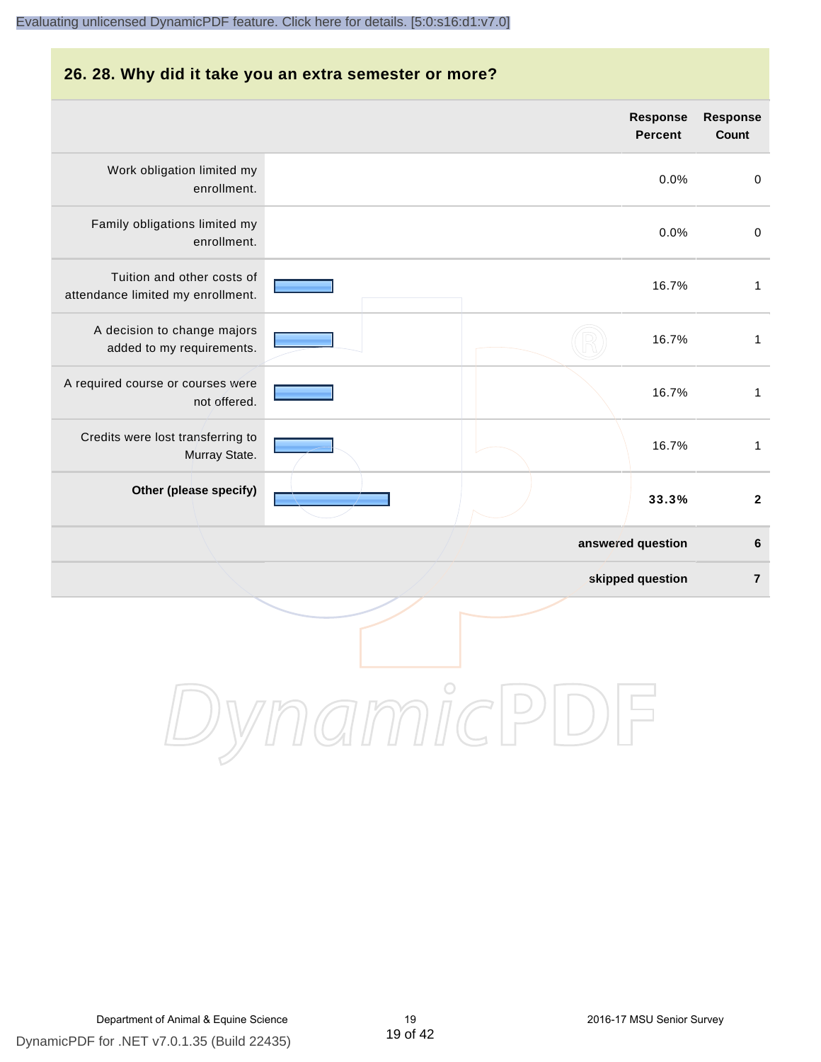## 26. 28. Why did it take you an extra semester or more?

| | Response Percent | Response Count |
|---|---|---|
| Work obligation limited my enrollment. | 0.0% | 0 |
| Family obligations limited my enrollment. | 0.0% | 0 |
| Tuition and other costs of attendance limited my enrollment. | 16.7% | 1 |
| A decision to change majors added to my requirements. | 16.7% | 1 |
| A required course or courses were not offered. | 16.7% | 1 |
| Credits were lost transferring to Murray State. | 16.7% | 1 |
| **Other (please specify)** | **33.3%** | **2** |
| | **answered question** | **6** |
| | **skipped question** | **7** |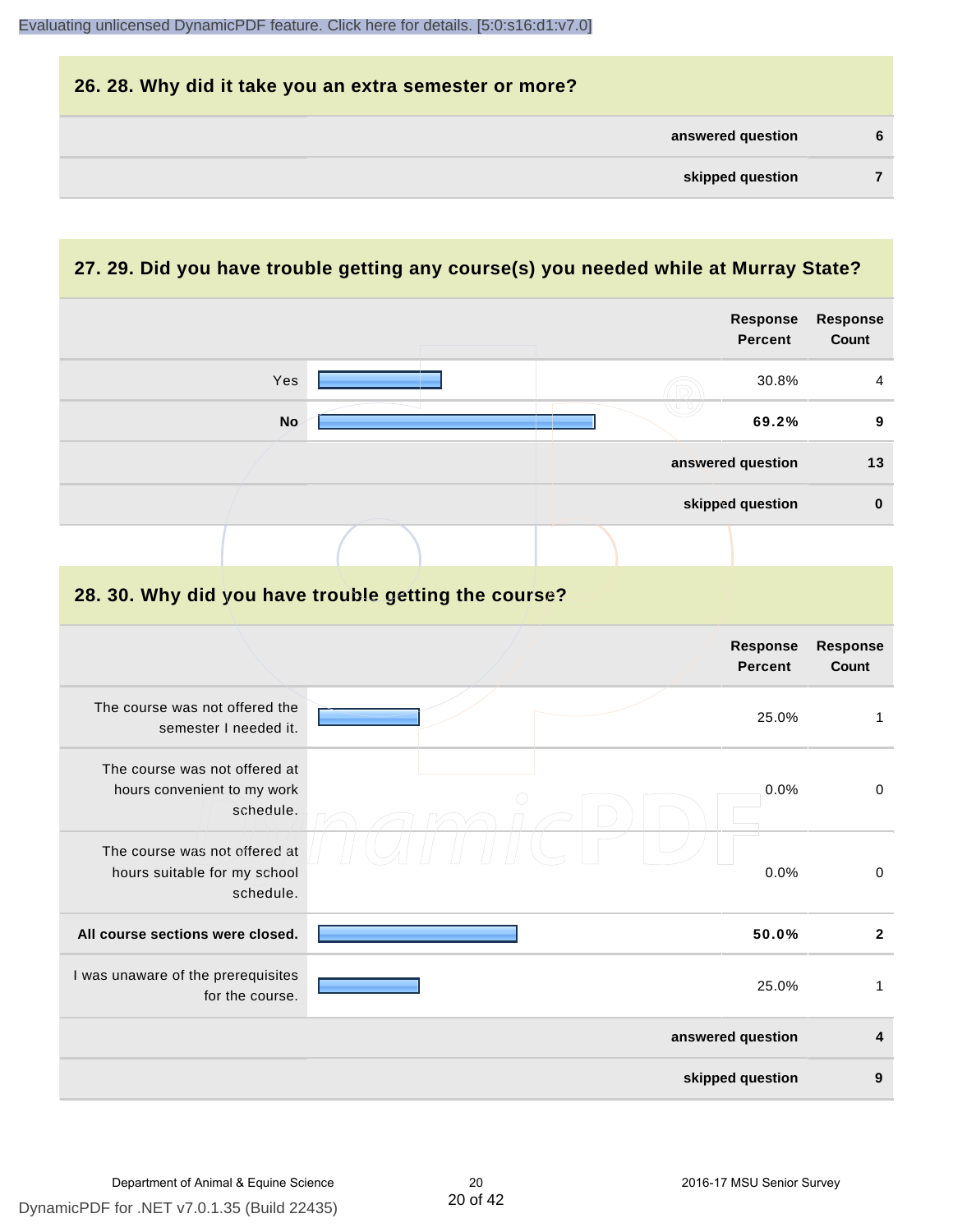## 26. 28. Why did it take you an extra semester or more?

| | |
|---|---|
| answered question | 6 |
| skipped question | 7 |

## 27. 29. Did you have trouble getting any course(s) you needed while at Murray State?

| | Response Percent | Response Count |
|---|---|---|
| Yes | 30.8% | 4 |
| **No** | **69.2%** | **9** |
| answered question | | 13 |
| skipped question | | 0 |

## 28. 30. Why did you have trouble getting the course?

| | Response Percent | Response Count |
|---|---|---|
| The course was not offered the semester I needed it. | 25.0% | 1 |
| The course was not offered at hours convenient to my work schedule. | 0.0% | 0 |
| The course was not offered at hours suitable for my school schedule. | 0.0% | 0 |
| **All course sections were closed.** | **50.0%** | **2** |
| I was unaware of the prerequisites for the course. | 25.0% | 1 |
| answered question | | 4 |
| skipped question | | 9 |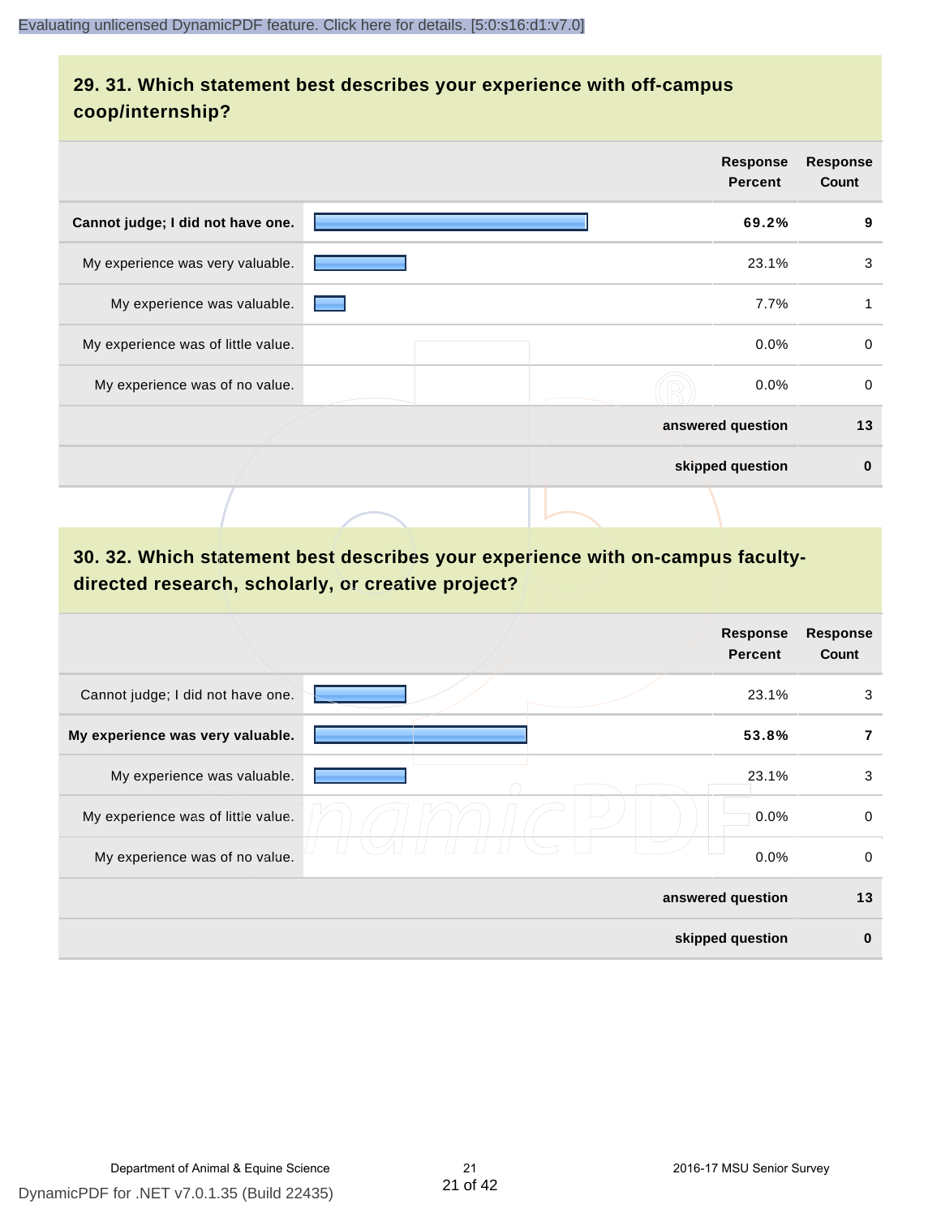## 29. 31. Which statement best describes your experience with off-campus coop/internship?

| | Response Percent | Response Count |
|---|---|---|
| **Cannot judge; I did not have one.** | **69.2%** | **9** |
| My experience was very valuable. | 23.1% | 3 |
| My experience was valuable. | 7.7% | 1 |
| My experience was of little value. | 0.0% | 0 |
| My experience was of no value. | 0.0% | 0 |
| | **answered question** | **13** |
| | **skipped question** | **0** |

## 30. 32. Which statement best describes your experience with on-campus faculty-directed research, scholarly, or creative project?

| | Response Percent | Response Count |
|---|---|---|
| Cannot judge; I did not have one. | 23.1% | 3 |
| **My experience was very valuable.** | **53.8%** | **7** |
| My experience was valuable. | 23.1% | 3 |
| My experience was of little value. | 0.0% | 0 |
| My experience was of no value. | 0.0% | 0 |
| | **answered question** | **13** |
| | **skipped question** | **0** |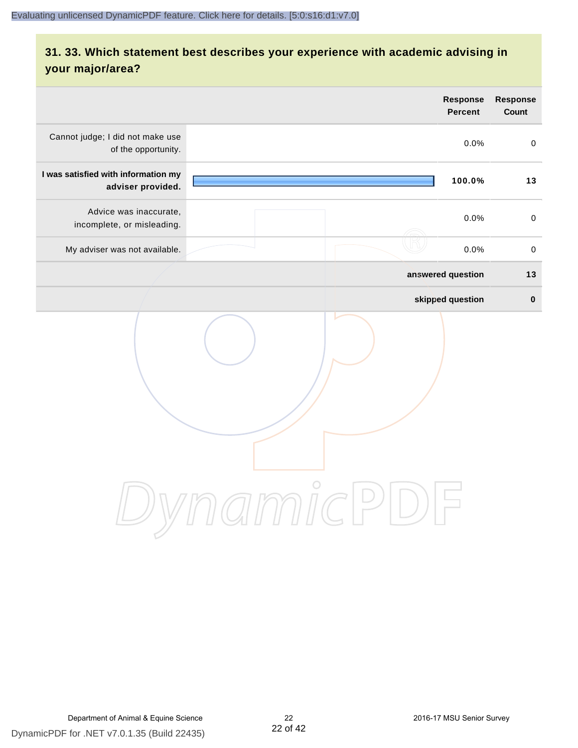## 31. 33. Which statement best describes your experience with academic advising in your major/area?

| | Response Percent | Response Count |
|---|---|---|
| Cannot judge; I did not make use of the opportunity. | 0.0% | 0 |
| **I was satisfied with information my adviser provided.** | **100.0%** | **13** |
| Advice was inaccurate, incomplete, or misleading. | 0.0% | 0 |
| My adviser was not available. | 0.0% | 0 |
| | **answered question** | **13** |
| | **skipped question** | **0** |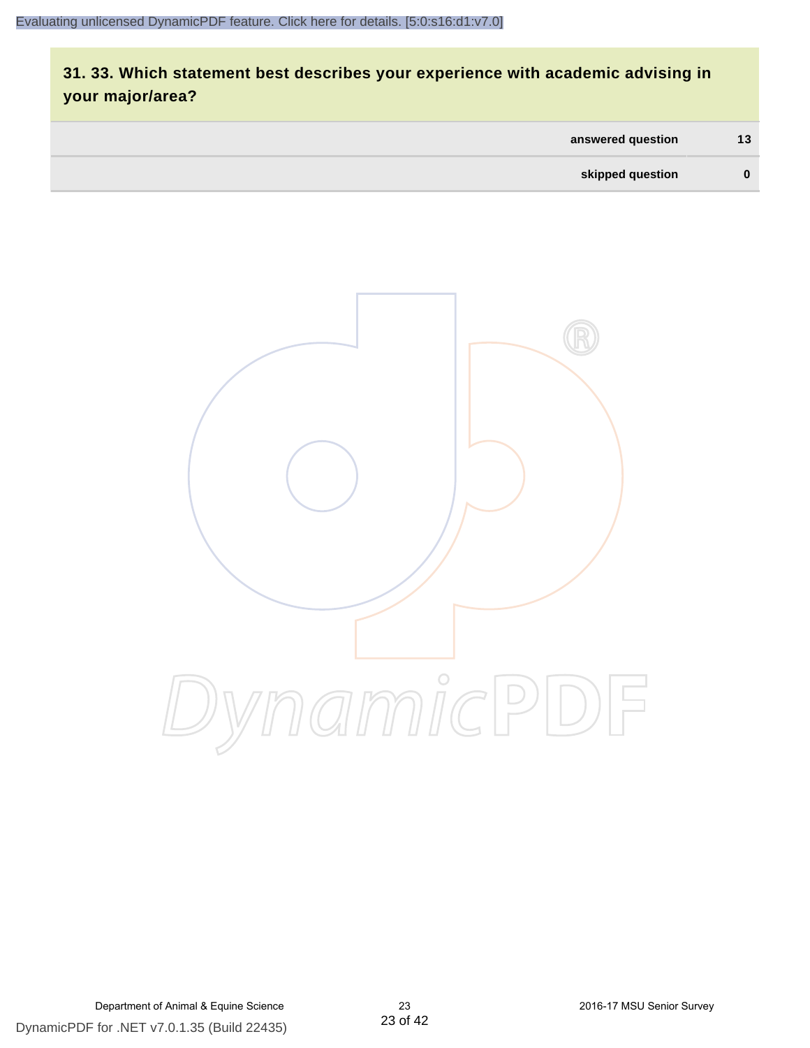## 31. 33. Which statement best describes your experience with academic advising in your major/area?

| | |
|---|---|
| answered question | 13 |
| skipped question | 0 |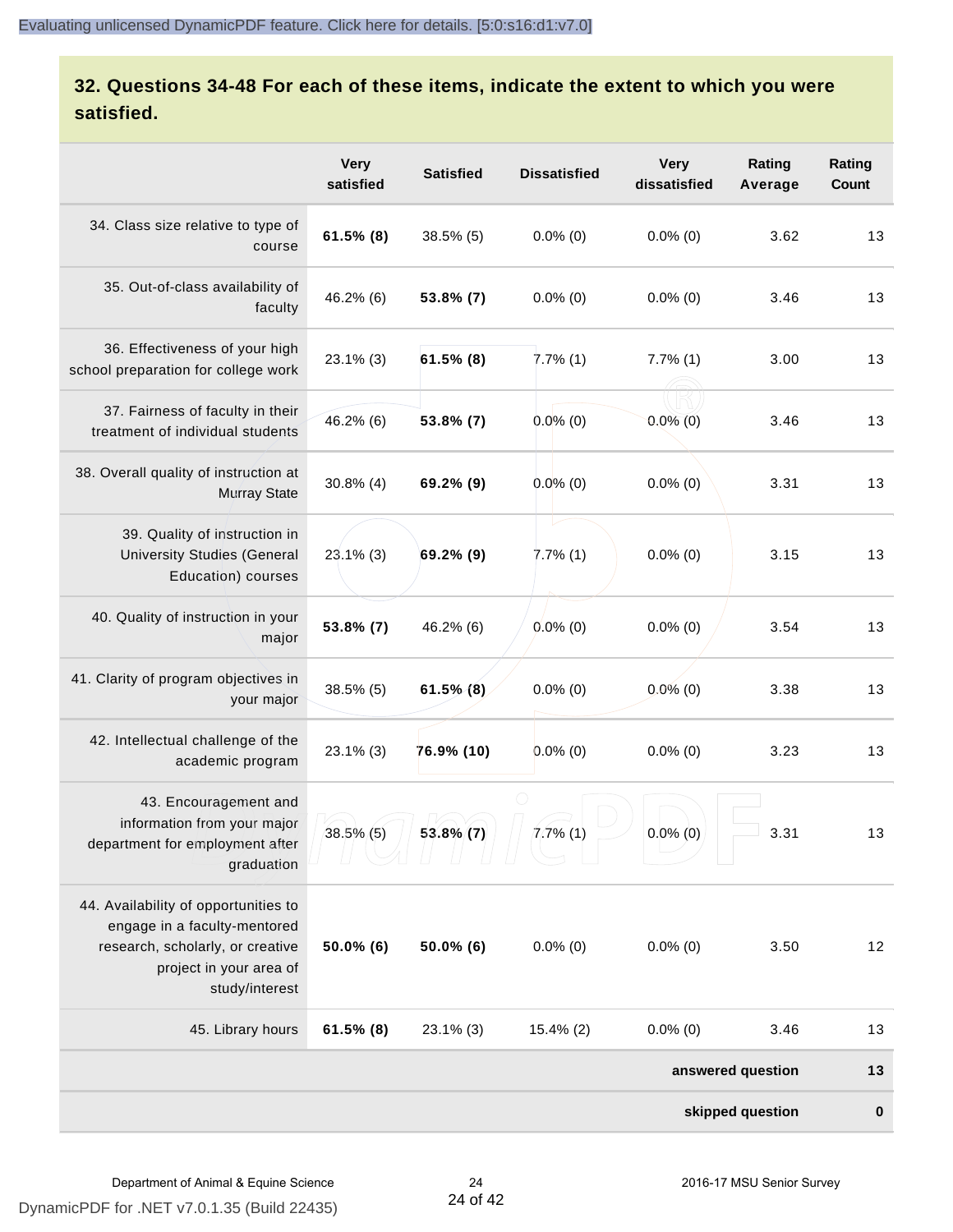## 32. Questions 34-48 For each of these items, indicate the extent to which you were satisfied.

| | Very satisfied | Satisfied | Dissatisfied | Very dissatisfied | Rating Average | Rating Count |
|---|---|---|---|---|---|---|
| 34. Class size relative to type of course | **61.5% (8)** | 38.5% (5) | 0.0% (0) | 0.0% (0) | 3.62 | 13 |
| 35. Out-of-class availability of faculty | 46.2% (6) | **53.8% (7)** | 0.0% (0) | 0.0% (0) | 3.46 | 13 |
| 36. Effectiveness of your high school preparation for college work | 23.1% (3) | **61.5% (8)** | 7.7% (1) | 7.7% (1) | 3.00 | 13 |
| 37. Fairness of faculty in their treatment of individual students | 46.2% (6) | **53.8% (7)** | 0.0% (0) | 0.0% (0) | 3.46 | 13 |
| 38. Overall quality of instruction at Murray State | 30.8% (4) | **69.2% (9)** | 0.0% (0) | 0.0% (0) | 3.31 | 13 |
| 39. Quality of instruction in University Studies (General Education) courses | 23.1% (3) | **69.2% (9)** | 7.7% (1) | 0.0% (0) | 3.15 | 13 |
| 40. Quality of instruction in your major | **53.8% (7)** | 46.2% (6) | 0.0% (0) | 0.0% (0) | 3.54 | 13 |
| 41. Clarity of program objectives in your major | 38.5% (5) | **61.5% (8)** | 0.0% (0) | 0.0% (0) | 3.38 | 13 |
| 42. Intellectual challenge of the academic program | 23.1% (3) | **76.9% (10)** | 0.0% (0) | 0.0% (0) | 3.23 | 13 |
| 43. Encouragement and information from your major department for employment after graduation | 38.5% (5) | **53.8% (7)** | 7.7% (1) | 0.0% (0) | 3.31 | 13 |
| 44. Availability of opportunities to engage in a faculty-mentored research, scholarly, or creative project in your area of study/interest | **50.0% (6)** | **50.0% (6)** | 0.0% (0) | 0.0% (0) | 3.50 | 12 |
| 45. Library hours | **61.5% (8)** | 23.1% (3) | 15.4% (2) | 0.0% (0) | 3.46 | 13 |
| | | | | | **answered question** | **13** |
| | | | | | **skipped question** | **0** |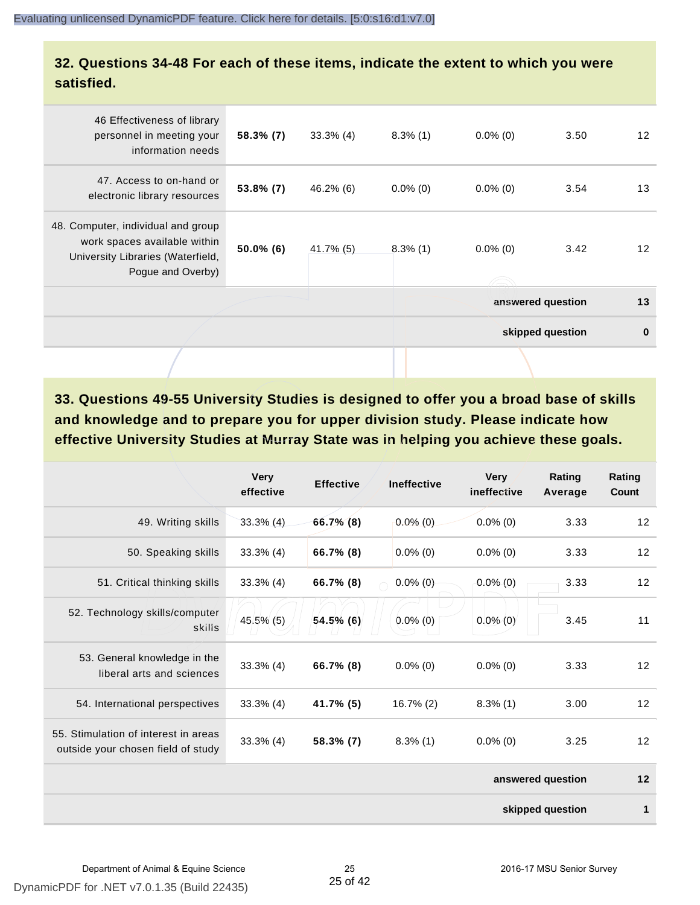## 32. Questions 34-48 For each of these items, indicate the extent to which you were satisfied.

| | | | | | | |
|---|---|---|---|---|---|---|
| 46 Effectiveness of library personnel in meeting your information needs | **58.3% (7)** | 33.3% (4) | 8.3% (1) | 0.0% (0) | 3.50 | 12 |
| 47. Access to on-hand or electronic library resources | **53.8% (7)** | 46.2% (6) | 0.0% (0) | 0.0% (0) | 3.54 | 13 |
| 48. Computer, individual and group work spaces available within University Libraries (Waterfield, Pogue and Overby) | **50.0% (6)** | 41.7% (5) | 8.3% (1) | 0.0% (0) | 3.42 | 12 |
| | | | | | **answered question** | **13** |
| | | | | | **skipped question** | **0** |

## 33. Questions 49-55 University Studies is designed to offer you a broad base of skills and knowledge and to prepare you for upper division study. Please indicate how effective University Studies at Murray State was in helping you achieve these goals.

| | Very effective | Effective | Ineffective | Very ineffective | Rating Average | Rating Count |
|---|---|---|---|---|---|---|
| 49. Writing skills | 33.3% (4) | **66.7% (8)** | 0.0% (0) | 0.0% (0) | 3.33 | 12 |
| 50. Speaking skills | 33.3% (4) | **66.7% (8)** | 0.0% (0) | 0.0% (0) | 3.33 | 12 |
| 51. Critical thinking skills | 33.3% (4) | **66.7% (8)** | 0.0% (0) | 0.0% (0) | 3.33 | 12 |
| 52. Technology skills/computer skills | 45.5% (5) | **54.5% (6)** | 0.0% (0) | 0.0% (0) | 3.45 | 11 |
| 53. General knowledge in the liberal arts and sciences | 33.3% (4) | **66.7% (8)** | 0.0% (0) | 0.0% (0) | 3.33 | 12 |
| 54. International perspectives | 33.3% (4) | **41.7% (5)** | 16.7% (2) | 8.3% (1) | 3.00 | 12 |
| 55. Stimulation of interest in areas outside your chosen field of study | 33.3% (4) | **58.3% (7)** | 8.3% (1) | 0.0% (0) | 3.25 | 12 |
| | | | | | **answered question** | **12** |
| | | | | | **skipped question** | **1** |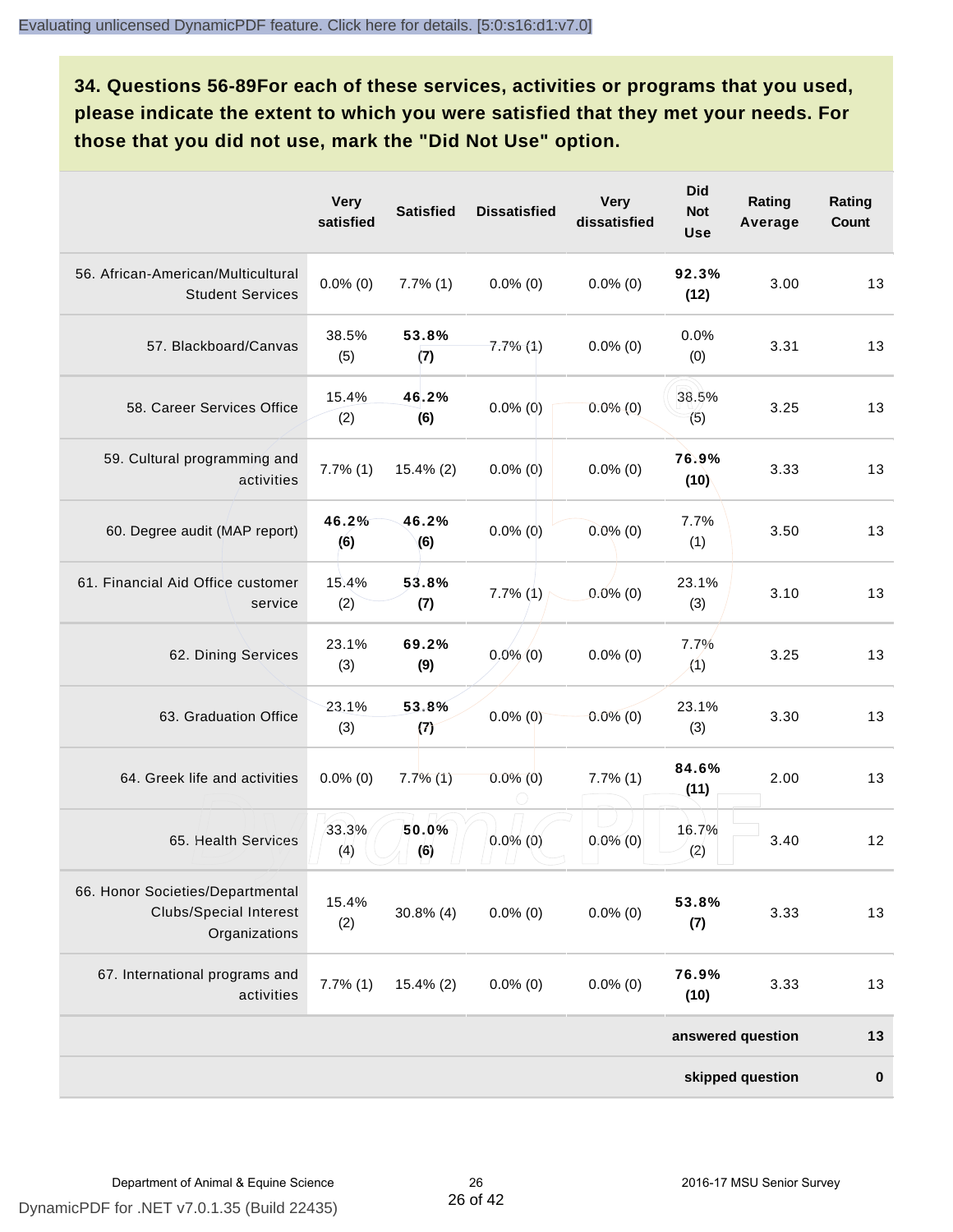### 34. Questions 56-89For each of these services, activities or programs that you used, please indicate the extent to which you were satisfied that they met your needs. For those that you did not use, mark the "Did Not Use" option.

| | Very satisfied | Satisfied | Dissatisfied | Very dissatisfied | Did Not Use | Rating Average | Rating Count |
|---|---|---|---|---|---|---|---|
| 56. African-American/Multicultural Student Services | 0.0% (0) | 7.7% (1) | 0.0% (0) | 0.0% (0) | **92.3% (12)** | 3.00 | 13 |
| 57. Blackboard/Canvas | 38.5% (5) | **53.8% (7)** | 7.7% (1) | 0.0% (0) | 0.0% (0) | 3.31 | 13 |
| 58. Career Services Office | 15.4% (2) | **46.2% (6)** | 0.0% (0) | 0.0% (0) | 38.5% (5) | 3.25 | 13 |
| 59. Cultural programming and activities | 7.7% (1) | 15.4% (2) | 0.0% (0) | 0.0% (0) | **76.9% (10)** | 3.33 | 13 |
| 60. Degree audit (MAP report) | **46.2% (6)** | **46.2% (6)** | 0.0% (0) | 0.0% (0) | 7.7% (1) | 3.50 | 13 |
| 61. Financial Aid Office customer service | 15.4% (2) | **53.8% (7)** | 7.7% (1) | 0.0% (0) | 23.1% (3) | 3.10 | 13 |
| 62. Dining Services | 23.1% (3) | **69.2% (9)** | 0.0% (0) | 0.0% (0) | 7.7% (1) | 3.25 | 13 |
| 63. Graduation Office | 23.1% (3) | **53.8% (7)** | 0.0% (0) | 0.0% (0) | 23.1% (3) | 3.30 | 13 |
| 64. Greek life and activities | 0.0% (0) | 7.7% (1) | 0.0% (0) | 7.7% (1) | **84.6% (11)** | 2.00 | 13 |
| 65. Health Services | 33.3% (4) | **50.0% (6)** | 0.0% (0) | 0.0% (0) | 16.7% (2) | 3.40 | 12 |
| 66. Honor Societies/Departmental Clubs/Special Interest Organizations | 15.4% (2) | 30.8% (4) | 0.0% (0) | 0.0% (0) | **53.8% (7)** | 3.33 | 13 |
| 67. International programs and activities | 7.7% (1) | 15.4% (2) | 0.0% (0) | 0.0% (0) | **76.9% (10)** | 3.33 | 13 |
| | | | | | | **answered question** | **13** |
| | | | | | | **skipped question** | **0** |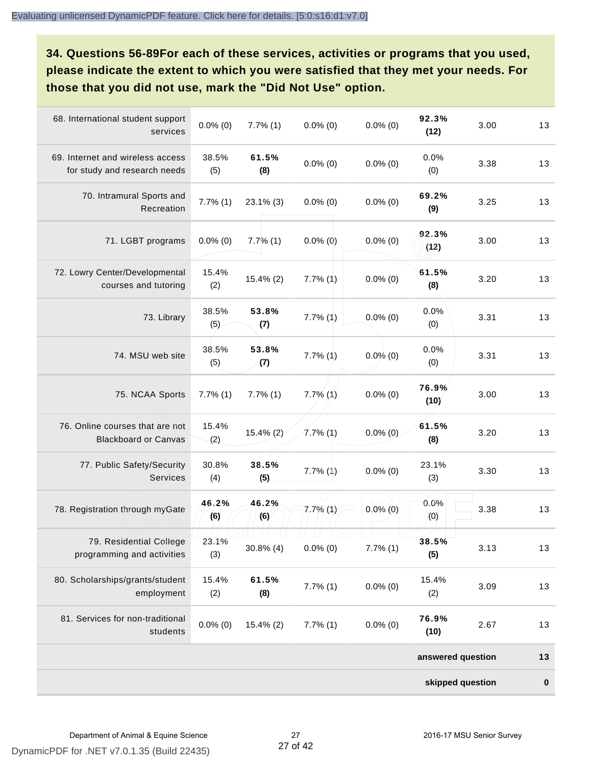### 34. Questions 56-89For each of these services, activities or programs that you used, please indicate the extent to which you were satisfied that they met your needs. For those that you did not use, mark the "Did Not Use" option.

| | | | | | | | |
|---|---|---|---|---|---|---|---|
| 68. International student support services | 0.0% (0) | 7.7% (1) | 0.0% (0) | 0.0% (0) | **92.3% (12)** | 3.00 | 13 |
| 69. Internet and wireless access for study and research needs | 38.5% (5) | **61.5% (8)** | 0.0% (0) | 0.0% (0) | 0.0% (0) | 3.38 | 13 |
| 70. Intramural Sports and Recreation | 7.7% (1) | 23.1% (3) | 0.0% (0) | 0.0% (0) | **69.2% (9)** | 3.25 | 13 |
| 71. LGBT programs | 0.0% (0) | 7.7% (1) | 0.0% (0) | 0.0% (0) | **92.3% (12)** | 3.00 | 13 |
| 72. Lowry Center/Developmental courses and tutoring | 15.4% (2) | 15.4% (2) | 7.7% (1) | 0.0% (0) | **61.5% (8)** | 3.20 | 13 |
| 73. Library | 38.5% (5) | **53.8% (7)** | 7.7% (1) | 0.0% (0) | 0.0% (0) | 3.31 | 13 |
| 74. MSU web site | 38.5% (5) | **53.8% (7)** | 7.7% (1) | 0.0% (0) | 0.0% (0) | 3.31 | 13 |
| 75. NCAA Sports | 7.7% (1) | 7.7% (1) | 7.7% (1) | 0.0% (0) | **76.9% (10)** | 3.00 | 13 |
| 76. Online courses that are not Blackboard or Canvas | 15.4% (2) | 15.4% (2) | 7.7% (1) | 0.0% (0) | **61.5% (8)** | 3.20 | 13 |
| 77. Public Safety/Security Services | 30.8% (4) | **38.5% (5)** | 7.7% (1) | 0.0% (0) | 23.1% (3) | 3.30 | 13 |
| 78. Registration through myGate | **46.2% (6)** | **46.2% (6)** | 7.7% (1) | 0.0% (0) | 0.0% (0) | 3.38 | 13 |
| 79. Residential College programming and activities | 23.1% (3) | 30.8% (4) | 0.0% (0) | 7.7% (1) | **38.5% (5)** | 3.13 | 13 |
| 80. Scholarships/grants/student employment | 15.4% (2) | **61.5% (8)** | 7.7% (1) | 0.0% (0) | 15.4% (2) | 3.09 | 13 |
| 81. Services for non-traditional students | 0.0% (0) | 15.4% (2) | 7.7% (1) | 0.0% (0) | **76.9% (10)** | 2.67 | 13 |
| | | | | | | **answered question** | **13** |
| | | | | | | **skipped question** | **0** |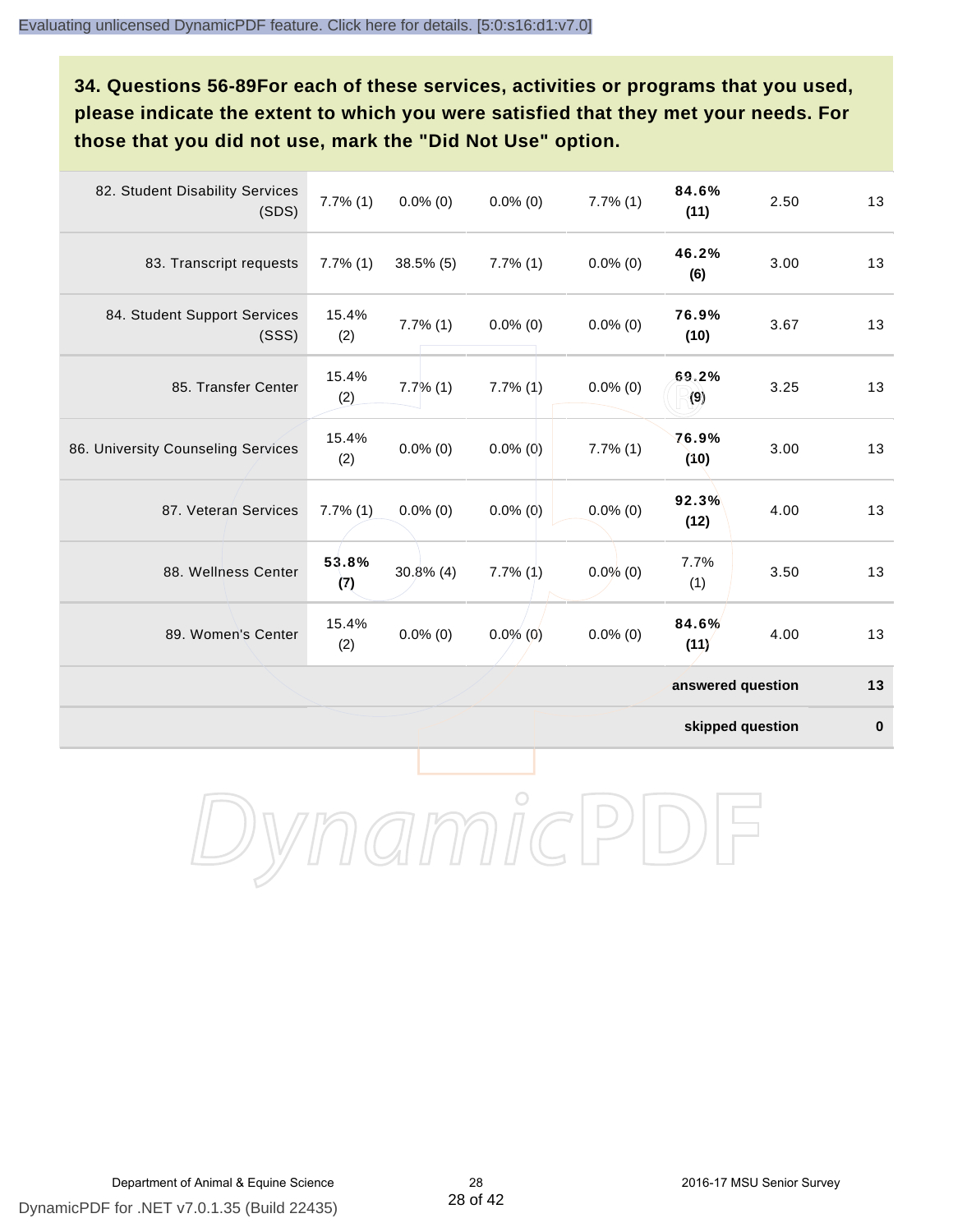**34. Questions 56-89For each of these services, activities or programs that you used, please indicate the extent to which you were satisfied that they met your needs. For those that you did not use, mark the "Did Not Use" option.**

| | | | | | | | |
|---|---|---|---|---|---|---|---|
| 82. Student Disability Services (SDS) | 7.7% (1) | 0.0% (0) | 0.0% (0) | 7.7% (1) | **84.6% (11)** | 2.50 | 13 |
| 83. Transcript requests | 7.7% (1) | 38.5% (5) | 7.7% (1) | 0.0% (0) | **46.2% (6)** | 3.00 | 13 |
| 84. Student Support Services (SSS) | 15.4% (2) | 7.7% (1) | 0.0% (0) | 0.0% (0) | **76.9% (10)** | 3.67 | 13 |
| 85. Transfer Center | 15.4% (2) | 7.7% (1) | 7.7% (1) | 0.0% (0) | **69.2% (9)** | 3.25 | 13 |
| 86. University Counseling Services | 15.4% (2) | 0.0% (0) | 0.0% (0) | 7.7% (1) | **76.9% (10)** | 3.00 | 13 |
| 87. Veteran Services | 7.7% (1) | 0.0% (0) | 0.0% (0) | 0.0% (0) | **92.3% (12)** | 4.00 | 13 |
| 88. Wellness Center | **53.8% (7)** | 30.8% (4) | 7.7% (1) | 0.0% (0) | 7.7% (1) | 3.50 | 13 |
| 89. Women's Center | 15.4% (2) | 0.0% (0) | 0.0% (0) | 0.0% (0) | **84.6% (11)** | 4.00 | 13 |
| | | | | | | **answered question** | **13** |
| | | | | | | **skipped question** | **0** |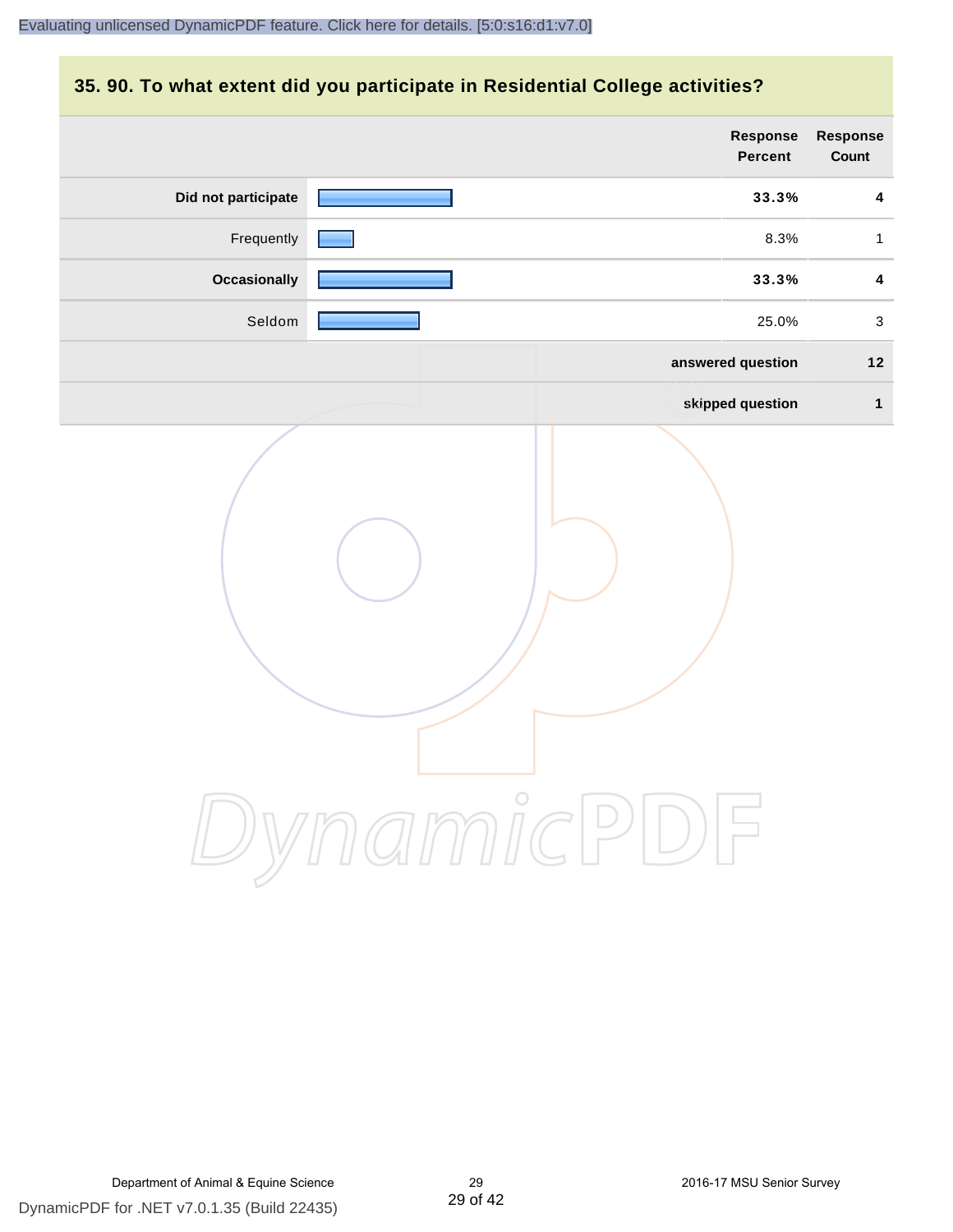## 35. 90. To what extent did you participate in Residential College activities?

| | Response Percent | Response Count |
|---|---|---|
| **Did not participate** | **33.3%** | **4** |
| Frequently | 8.3% | 1 |
| **Occasionally** | **33.3%** | **4** |
| Seldom | 25.0% | 3 |
| | **answered question** | **12** |
| | **skipped question** | **1** |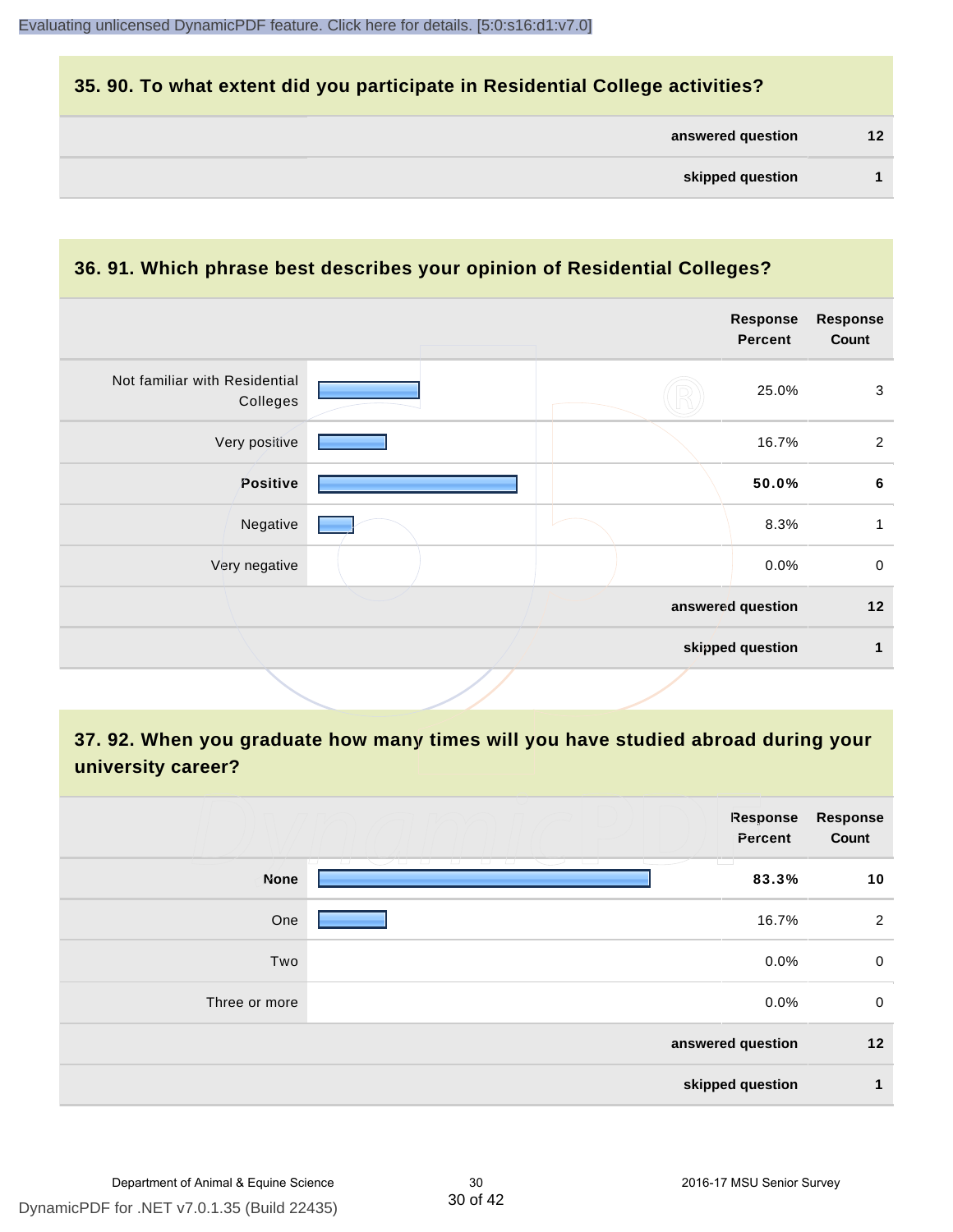## 35. 90. To what extent did you participate in Residential College activities?

| | |
|---|---|
| answered question | 12 |
| skipped question | 1 |

## 36. 91. Which phrase best describes your opinion of Residential Colleges?

| | Response Percent | Response Count |
|---|---|---|
| Not familiar with Residential Colleges | 25.0% | 3 |
| Very positive | 16.7% | 2 |
| **Positive** | **50.0%** | **6** |
| Negative | 8.3% | 1 |
| Very negative | 0.0% | 0 |
| answered question | | 12 |
| skipped question | | 1 |

## 37. 92. When you graduate how many times will you have studied abroad during your university career?

| | Response Percent | Response Count |
|---|---|---|
| **None** | **83.3%** | **10** |
| One | 16.7% | 2 |
| Two | 0.0% | 0 |
| Three or more | 0.0% | 0 |
| answered question | | 12 |
| skipped question | | 1 |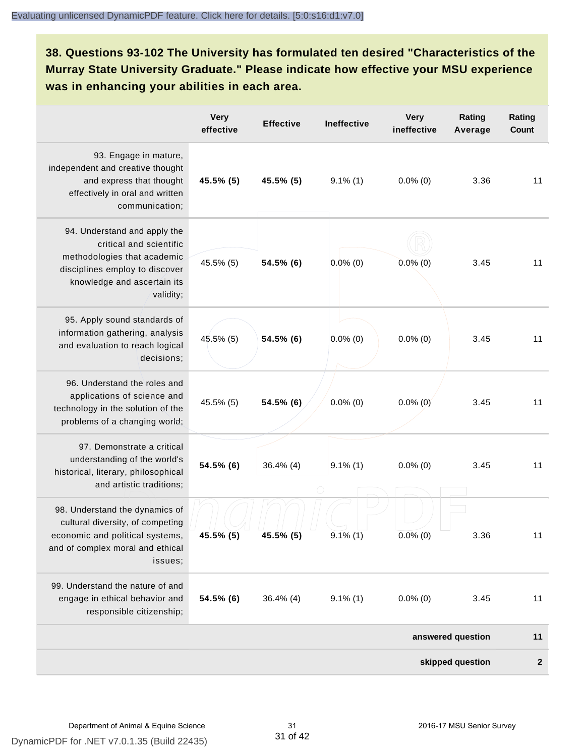**38. Questions 93-102 The University has formulated ten desired "Characteristics of the Murray State University Graduate." Please indicate how effective your MSU experience was in enhancing your abilities in each area.**

| | Very effective | Effective | Ineffective | Very ineffective | Rating Average | Rating Count |
|---|---|---|---|---|---|---|
| 93. Engage in mature, independent and creative thought and express that thought effectively in oral and written communication; | **45.5% (5)** | **45.5% (5)** | 9.1% (1) | 0.0% (0) | 3.36 | 11 |
| 94. Understand and apply the critical and scientific methodologies that academic disciplines employ to discover knowledge and ascertain its validity; | 45.5% (5) | **54.5% (6)** | 0.0% (0) | 0.0% (0) | 3.45 | 11 |
| 95. Apply sound standards of information gathering, analysis and evaluation to reach logical decisions; | 45.5% (5) | **54.5% (6)** | 0.0% (0) | 0.0% (0) | 3.45 | 11 |
| 96. Understand the roles and applications of science and technology in the solution of the problems of a changing world; | 45.5% (5) | **54.5% (6)** | 0.0% (0) | 0.0% (0) | 3.45 | 11 |
| 97. Demonstrate a critical understanding of the world's historical, literary, philosophical and artistic traditions; | **54.5% (6)** | 36.4% (4) | 9.1% (1) | 0.0% (0) | 3.45 | 11 |
| 98. Understand the dynamics of cultural diversity, of competing economic and political systems, and of complex moral and ethical issues; | **45.5% (5)** | **45.5% (5)** | 9.1% (1) | 0.0% (0) | 3.36 | 11 |
| 99. Understand the nature of and engage in ethical behavior and responsible citizenship; | **54.5% (6)** | 36.4% (4) | 9.1% (1) | 0.0% (0) | 3.45 | 11 |
| | | | | | **answered question** | **11** |
| | | | | | **skipped question** | **2** |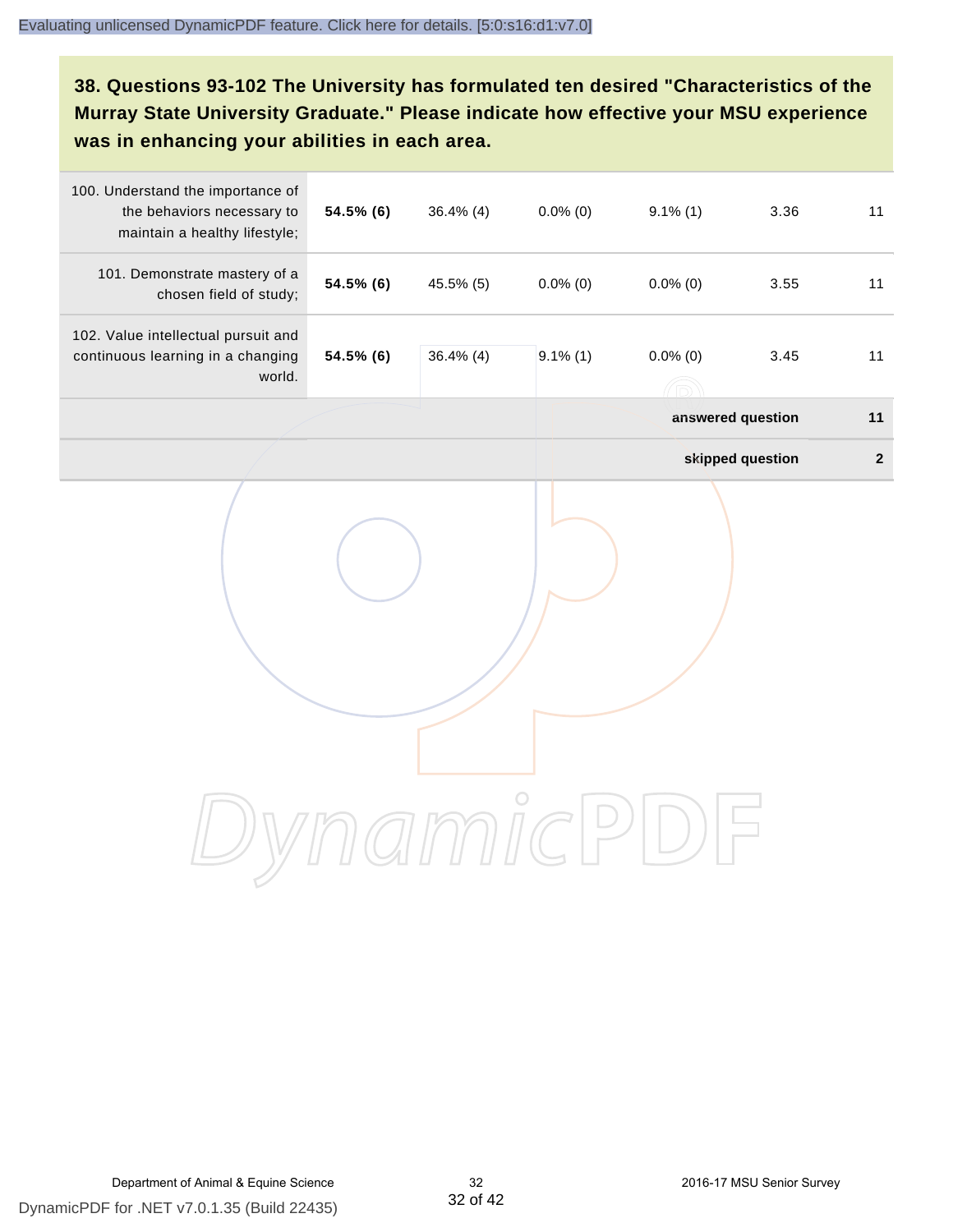### 38. Questions 93-102 The University has formulated ten desired "Characteristics of the Murray State University Graduate." Please indicate how effective your MSU experience was in enhancing your abilities in each area.

| | | | | | | |
|---|---|---|---|---|---|---|
| 100. Understand the importance of the behaviors necessary to maintain a healthy lifestyle; | **54.5% (6)** | 36.4% (4) | 0.0% (0) | 9.1% (1) | 3.36 | 11 |
| 101. Demonstrate mastery of a chosen field of study; | **54.5% (6)** | 45.5% (5) | 0.0% (0) | 0.0% (0) | 3.55 | 11 |
| 102. Value intellectual pursuit and continuous learning in a changing world. | **54.5% (6)** | 36.4% (4) | 9.1% (1) | 0.0% (0) | 3.45 | 11 |
| | | | | | **answered question** | **11** |
| | | | | | **skipped question** | **2** |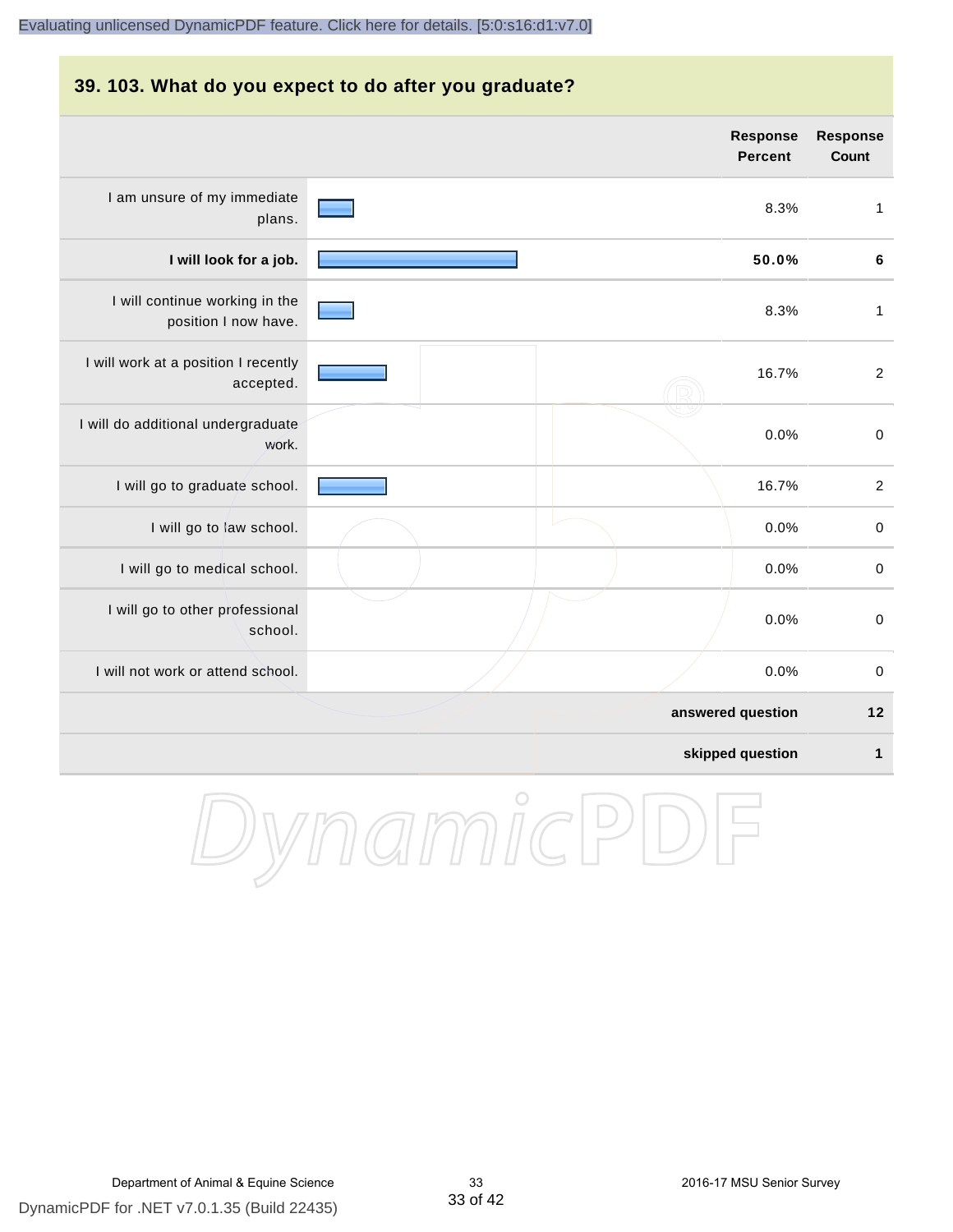## 39. 103. What do you expect to do after you graduate?

| | Response Percent | Response Count |
|---|---|---|
| I am unsure of my immediate plans. | 8.3% | 1 |
| **I will look for a job.** | **50.0%** | **6** |
| I will continue working in the position I now have. | 8.3% | 1 |
| I will work at a position I recently accepted. | 16.7% | 2 |
| I will do additional undergraduate work. | 0.0% | 0 |
| I will go to graduate school. | 16.7% | 2 |
| I will go to law school. | 0.0% | 0 |
| I will go to medical school. | 0.0% | 0 |
| I will go to other professional school. | 0.0% | 0 |
| I will not work or attend school. | 0.0% | 0 |
| | **answered question** | **12** |
| | **skipped question** | **1** |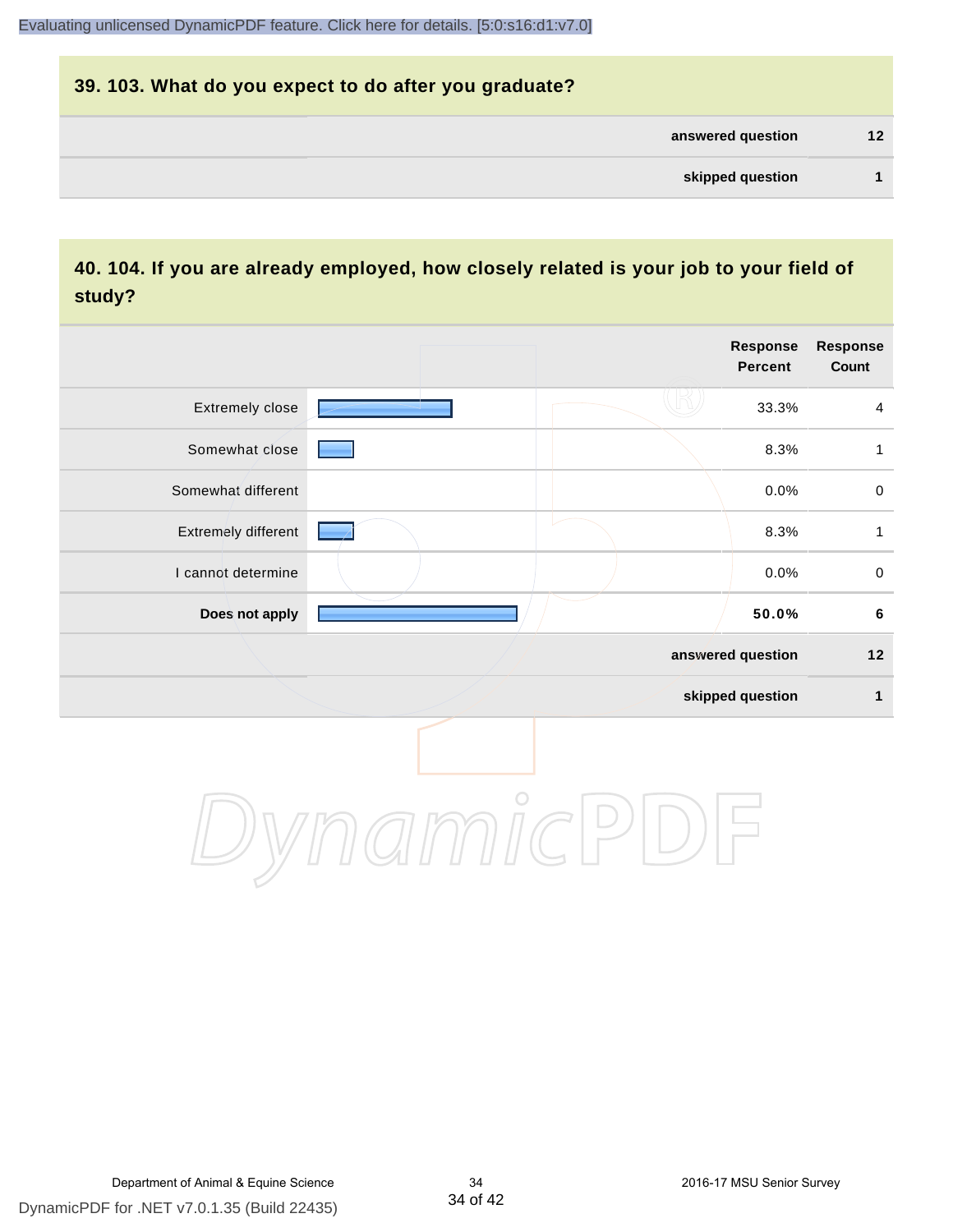## 39. 103. What do you expect to do after you graduate?

| | |
|---|---|
| answered question | 12 |
| skipped question | 1 |

## 40. 104. If you are already employed, how closely related is your job to your field of study?

| | Response Percent | Response Count |
|---|---|---|
| Extremely close | 33.3% | 4 |
| Somewhat close | 8.3% | 1 |
| Somewhat different | 0.0% | 0 |
| Extremely different | 8.3% | 1 |
| I cannot determine | 0.0% | 0 |
| **Does not apply** | **50.0%** | **6** |
| answered question | | 12 |
| skipped question | | 1 |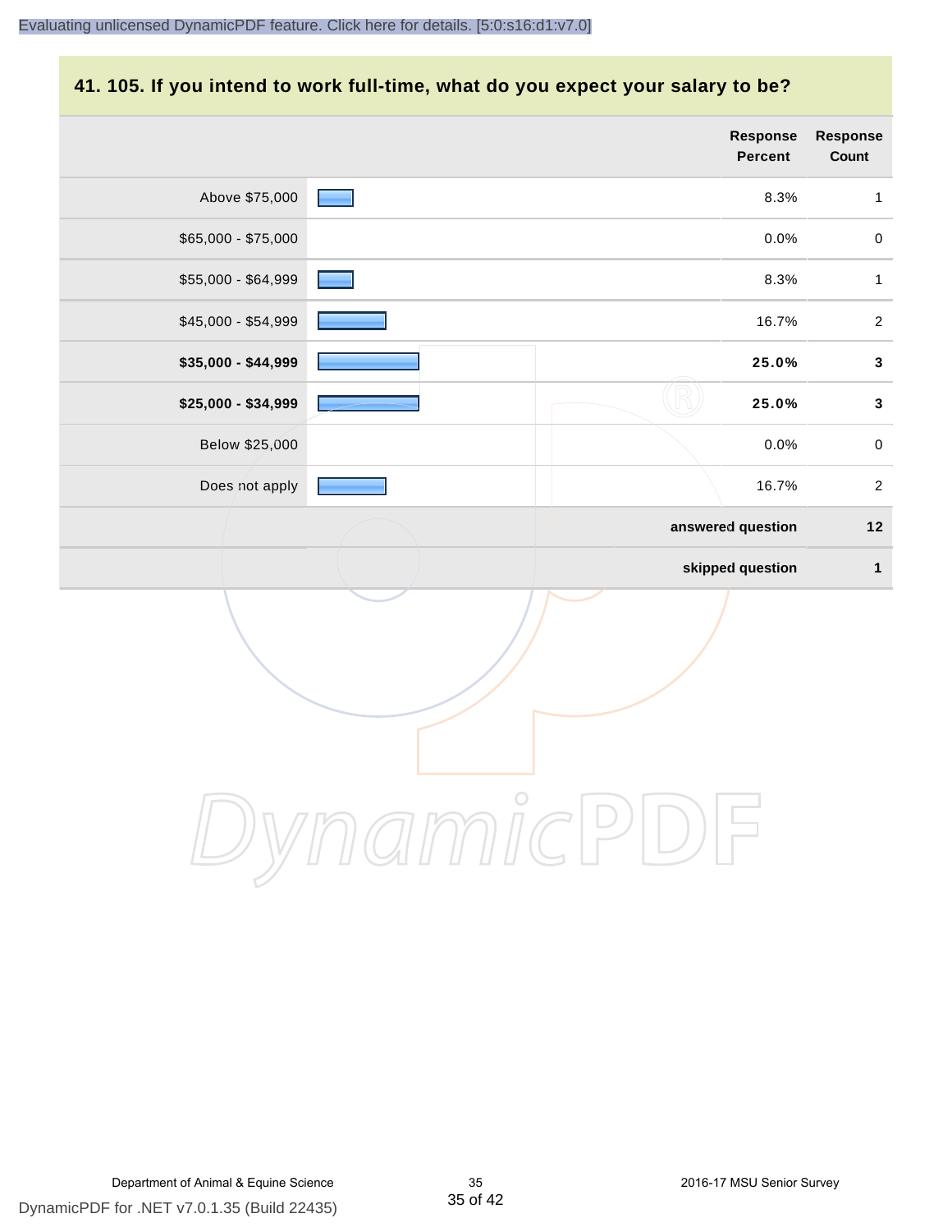## 41. 105. If you intend to work full-time, what do you expect your salary to be?

| | Response Percent | Response Count |
|---|---|---|
| Above $75,000 | 8.3% | 1 |
| $65,000 - $75,000 | 0.0% | 0 |
| $55,000 - $64,999 | 8.3% | 1 |
| $45,000 - $54,999 | 16.7% | 2 |
| **$35,000 - $44,999** | **25.0%** | **3** |
| **$25,000 - $34,999** | **25.0%** | **3** |
| Below $25,000 | 0.0% | 0 |
| Does not apply | 16.7% | 2 |
| | **answered question** | **12** |
| | **skipped question** | **1** |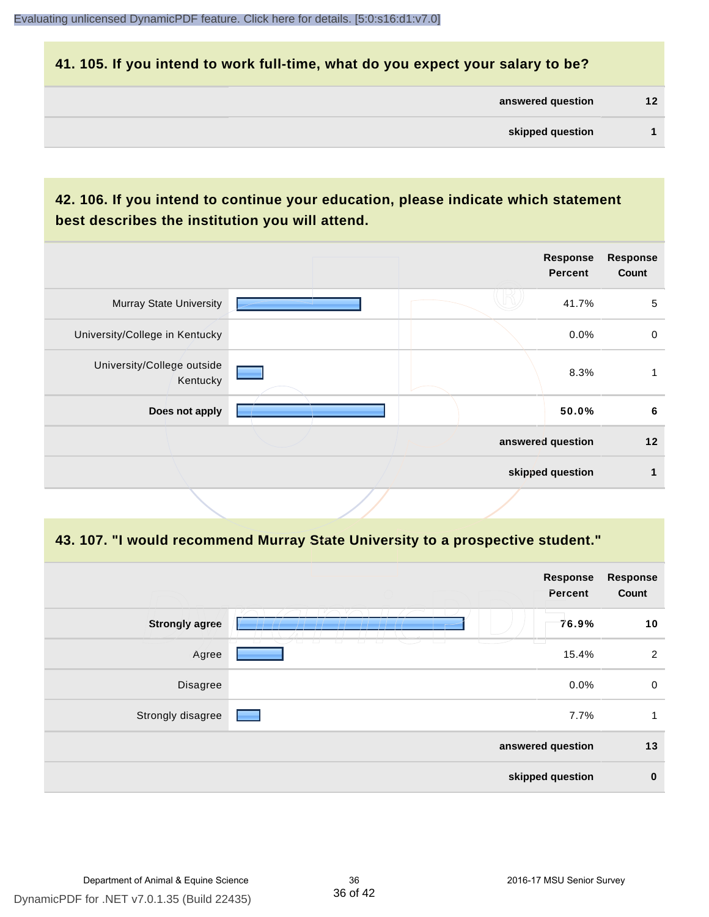## 41. 105. If you intend to work full-time, what do you expect your salary to be?

| | |
|---|---|
| answered question | 12 |
| skipped question | 1 |

## 42. 106. If you intend to continue your education, please indicate which statement best describes the institution you will attend.

| | Response Percent | Response Count |
|---|---|---|
| Murray State University | 41.7% | 5 |
| University/College in Kentucky | 0.0% | 0 |
| University/College outside Kentucky | 8.3% | 1 |
| **Does not apply** | **50.0%** | **6** |
| answered question | | 12 |
| skipped question | | 1 |

## 43. 107. "I would recommend Murray State University to a prospective student."

| | Response Percent | Response Count |
|---|---|---|
| **Strongly agree** | **76.9%** | **10** |
| Agree | 15.4% | 2 |
| Disagree | 0.0% | 0 |
| Strongly disagree | 7.7% | 1 |
| answered question | | 13 |
| skipped question | | 0 |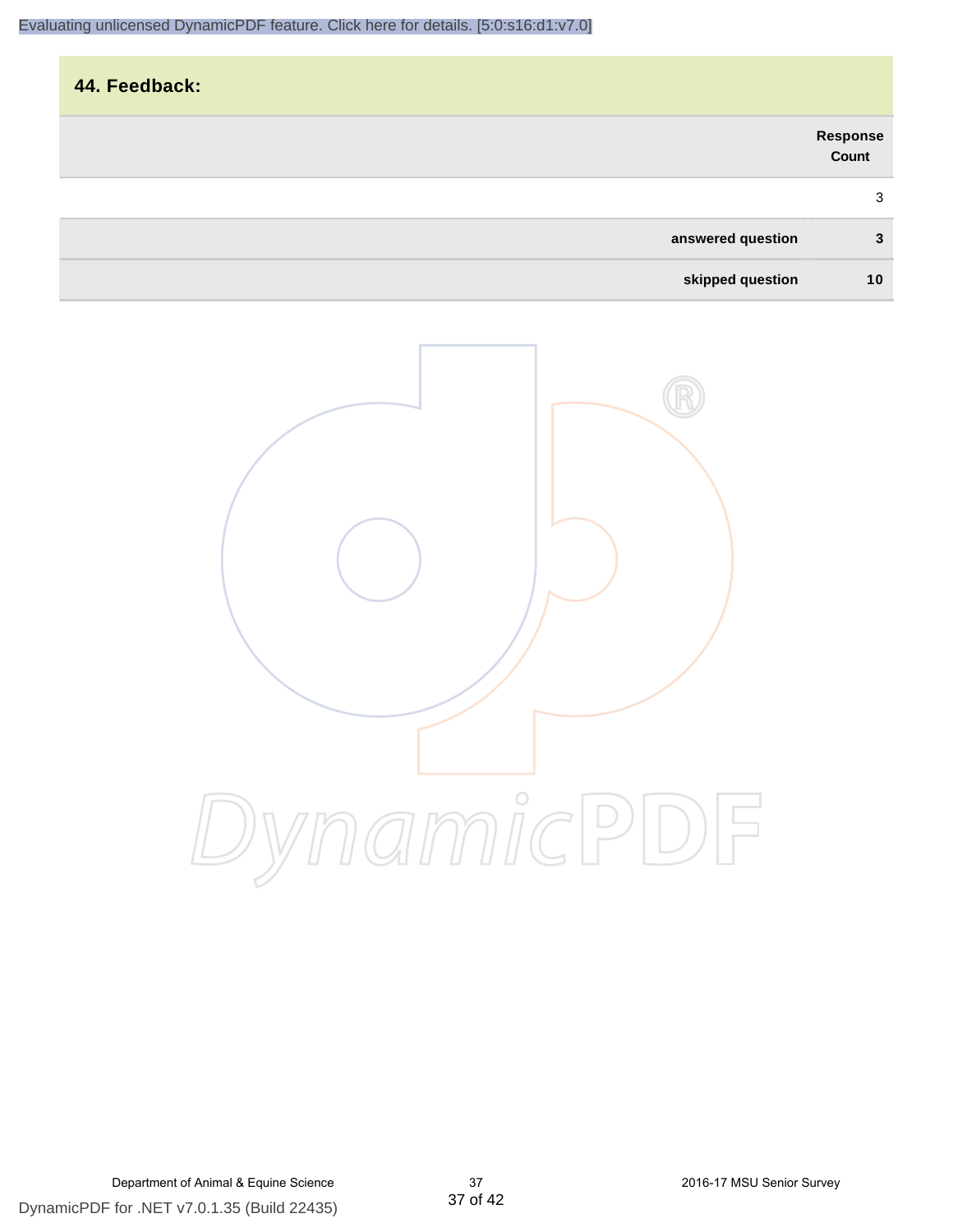## 44. Feedback:

| | Response Count |
|---|---|
| | 3 |
| **answered question** | **3** |
| **skipped question** | **10** |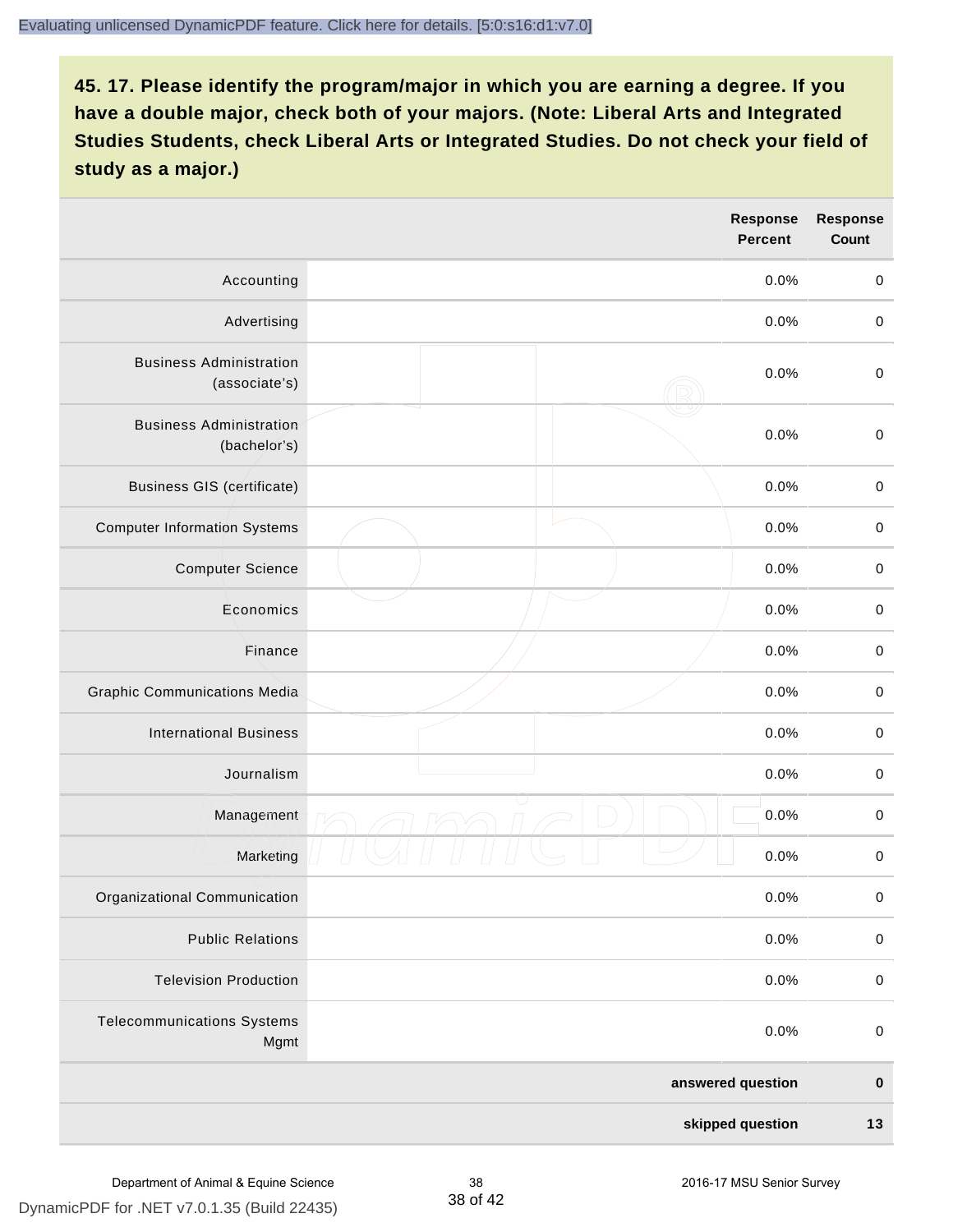**45. 17. Please identify the program/major in which you are earning a degree. If you have a double major, check both of your majors. (Note: Liberal Arts and Integrated Studies Students, check Liberal Arts or Integrated Studies. Do not check your field of study as a major.)**

| | | Response Percent | Response Count |
|---|---|---|---|
| Accounting | | 0.0% | 0 |
| Advertising | | 0.0% | 0 |
| Business Administration (associate's) | | 0.0% | 0 |
| Business Administration (bachelor's) | | 0.0% | 0 |
| Business GIS (certificate) | | 0.0% | 0 |
| Computer Information Systems | | 0.0% | 0 |
| Computer Science | | 0.0% | 0 |
| Economics | | 0.0% | 0 |
| Finance | | 0.0% | 0 |
| Graphic Communications Media | | 0.0% | 0 |
| International Business | | 0.0% | 0 |
| Journalism | | 0.0% | 0 |
| Management | | 0.0% | 0 |
| Marketing | | 0.0% | 0 |
| Organizational Communication | | 0.0% | 0 |
| Public Relations | | 0.0% | 0 |
| Television Production | | 0.0% | 0 |
| Telecommunications Systems Mgmt | | 0.0% | 0 |
| | | **answered question** | **0** |
| | | **skipped question** | **13** |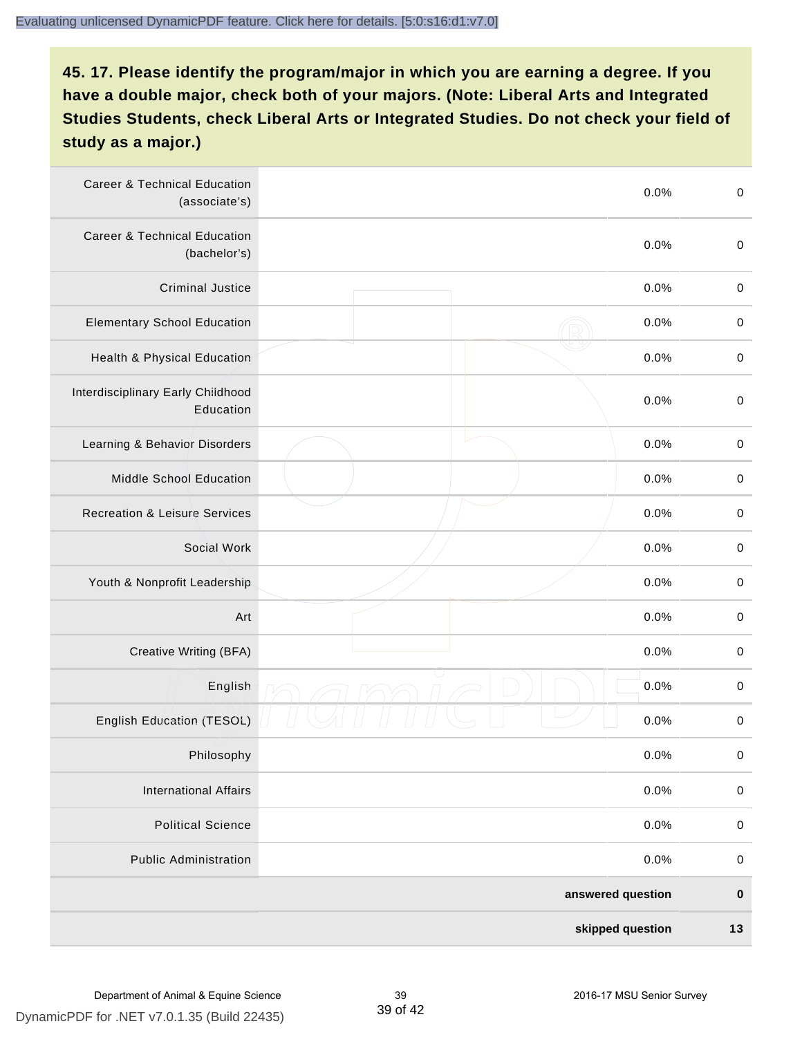**45. 17. Please identify the program/major in which you are earning a degree. If you have a double major, check both of your majors. (Note: Liberal Arts and Integrated Studies Students, check Liberal Arts or Integrated Studies. Do not check your field of study as a major.)**

| | | | |
|---|---|---|---|
| Career & Technical Education (associate's) | | 0.0% | 0 |
| Career & Technical Education (bachelor's) | | 0.0% | 0 |
| Criminal Justice | | 0.0% | 0 |
| Elementary School Education | | 0.0% | 0 |
| Health & Physical Education | | 0.0% | 0 |
| Interdisciplinary Early Childhood Education | | 0.0% | 0 |
| Learning & Behavior Disorders | | 0.0% | 0 |
| Middle School Education | | 0.0% | 0 |
| Recreation & Leisure Services | | 0.0% | 0 |
| Social Work | | 0.0% | 0 |
| Youth & Nonprofit Leadership | | 0.0% | 0 |
| Art | | 0.0% | 0 |
| Creative Writing (BFA) | | 0.0% | 0 |
| English | | 0.0% | 0 |
| English Education (TESOL) | | 0.0% | 0 |
| Philosophy | | 0.0% | 0 |
| International Affairs | | 0.0% | 0 |
| Political Science | | 0.0% | 0 |
| Public Administration | | 0.0% | 0 |
| | | **answered question** | **0** |
| | | **skipped question** | **13** |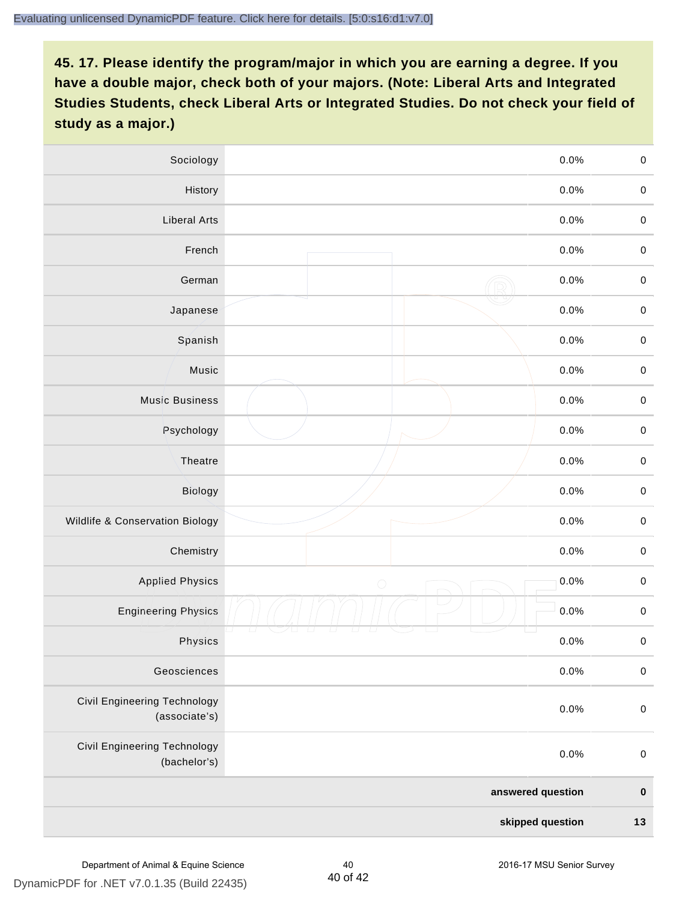**45. 17. Please identify the program/major in which you are earning a degree. If you have a double major, check both of your majors. (Note: Liberal Arts and Integrated Studies Students, check Liberal Arts or Integrated Studies. Do not check your field of study as a major.)**

| | | | |
|---|---|---|---|
| Sociology | | 0.0% | 0 |
| History | | 0.0% | 0 |
| Liberal Arts | | 0.0% | 0 |
| French | | 0.0% | 0 |
| German | | 0.0% | 0 |
| Japanese | | 0.0% | 0 |
| Spanish | | 0.0% | 0 |
| Music | | 0.0% | 0 |
| Music Business | | 0.0% | 0 |
| Psychology | | 0.0% | 0 |
| Theatre | | 0.0% | 0 |
| Biology | | 0.0% | 0 |
| Wildlife & Conservation Biology | | 0.0% | 0 |
| Chemistry | | 0.0% | 0 |
| Applied Physics | | 0.0% | 0 |
| Engineering Physics | | 0.0% | 0 |
| Physics | | 0.0% | 0 |
| Geosciences | | 0.0% | 0 |
| Civil Engineering Technology (associate's) | | 0.0% | 0 |
| Civil Engineering Technology (bachelor's) | | 0.0% | 0 |
| | | **answered question** | **0** |
| | | **skipped question** | **13** |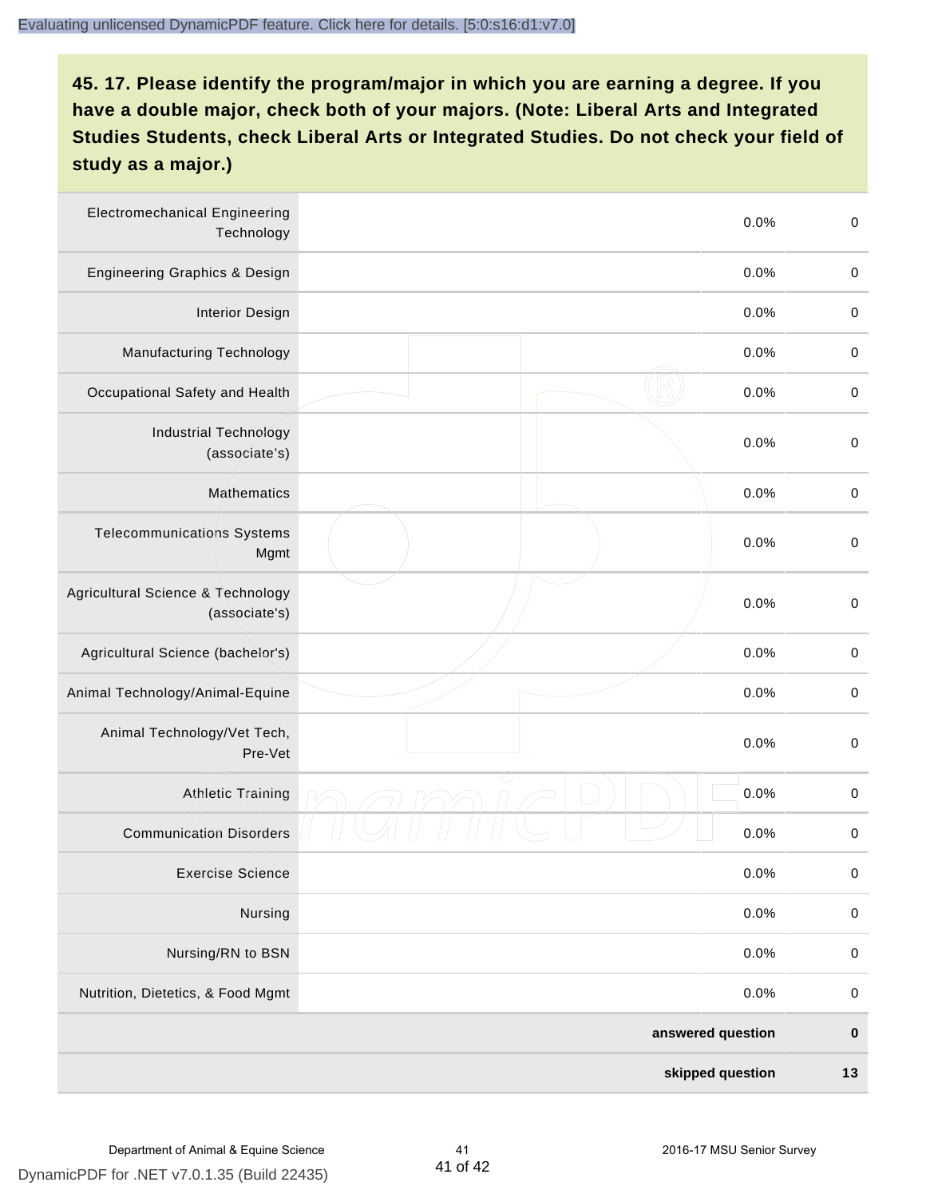**45. 17. Please identify the program/major in which you are earning a degree. If you have a double major, check both of your majors. (Note: Liberal Arts and Integrated Studies Students, check Liberal Arts or Integrated Studies. Do not check your field of study as a major.)**

| Program/Major | | Percent | Count |
|---|---|---|---|
| Electromechanical Engineering Technology | | 0.0% | 0 |
| Engineering Graphics & Design | | 0.0% | 0 |
| Interior Design | | 0.0% | 0 |
| Manufacturing Technology | | 0.0% | 0 |
| Occupational Safety and Health | | 0.0% | 0 |
| Industrial Technology (associate's) | | 0.0% | 0 |
| Mathematics | | 0.0% | 0 |
| Telecommunications Systems Mgmt | | 0.0% | 0 |
| Agricultural Science & Technology (associate's) | | 0.0% | 0 |
| Agricultural Science (bachelor's) | | 0.0% | 0 |
| Animal Technology/Animal-Equine | | 0.0% | 0 |
| Animal Technology/Vet Tech, Pre-Vet | | 0.0% | 0 |
| Athletic Training | | 0.0% | 0 |
| Communication Disorders | | 0.0% | 0 |
| Exercise Science | | 0.0% | 0 |
| Nursing | | 0.0% | 0 |
| Nursing/RN to BSN | | 0.0% | 0 |
| Nutrition, Dietetics, & Food Mgmt | | 0.0% | 0 |
| | | **answered question** | **0** |
| | | **skipped question** | **13** |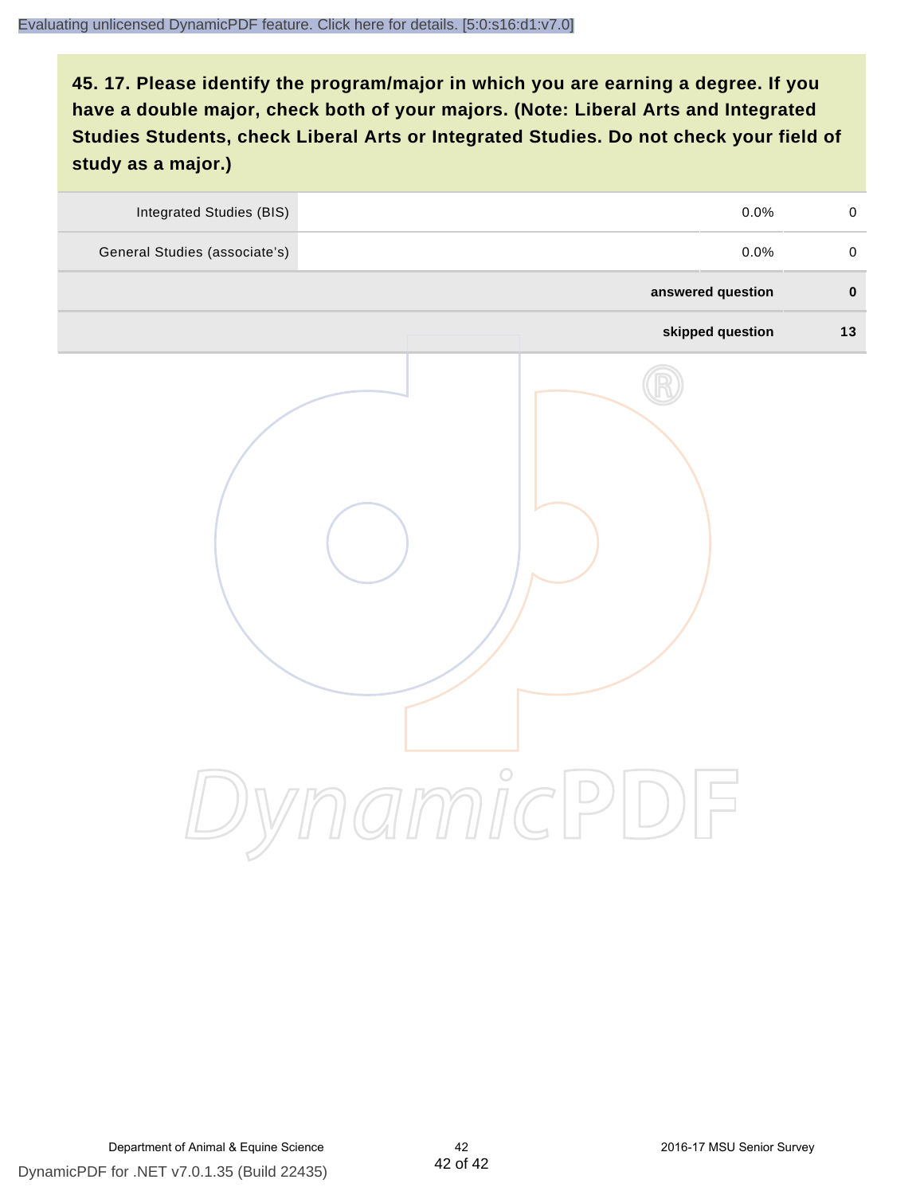**45. 17. Please identify the program/major in which you are earning a degree. If you have a double major, check both of your majors. (Note: Liberal Arts and Integrated Studies Students, check Liberal Arts or Integrated Studies. Do not check your field of study as a major.)**

| | | | |
|---|---|---|---|
| Integrated Studies (BIS) | | 0.0% | 0 |
| General Studies (associate's) | | 0.0% | 0 |
| | | **answered question** | **0** |
| | | **skipped question** | **13** |